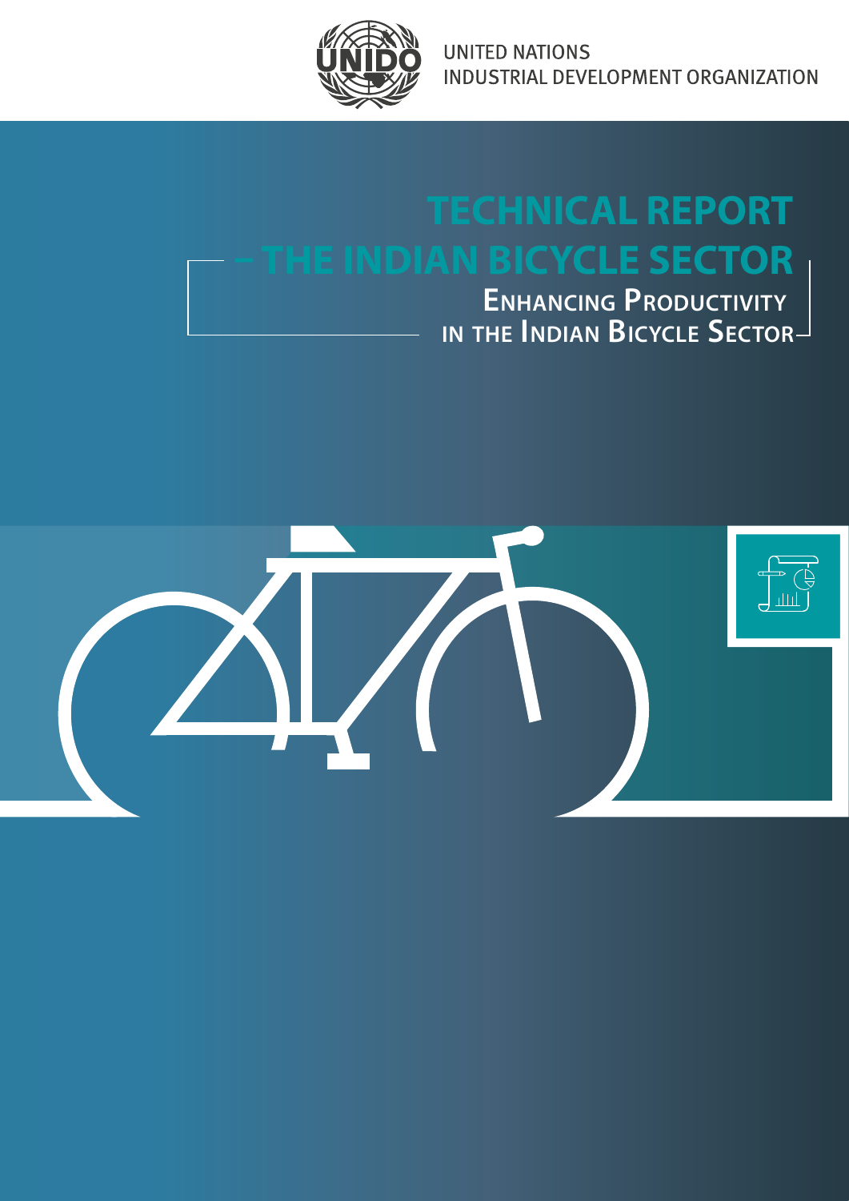UNITED NATIONS
INDUSTRIAL DEVELOPMENT ORGANIZATION

# TECHNICAL REPORT – THE INDIAN BICYCLE SECTOR

## Enhancing Productivity in the Indian Bicycle Sector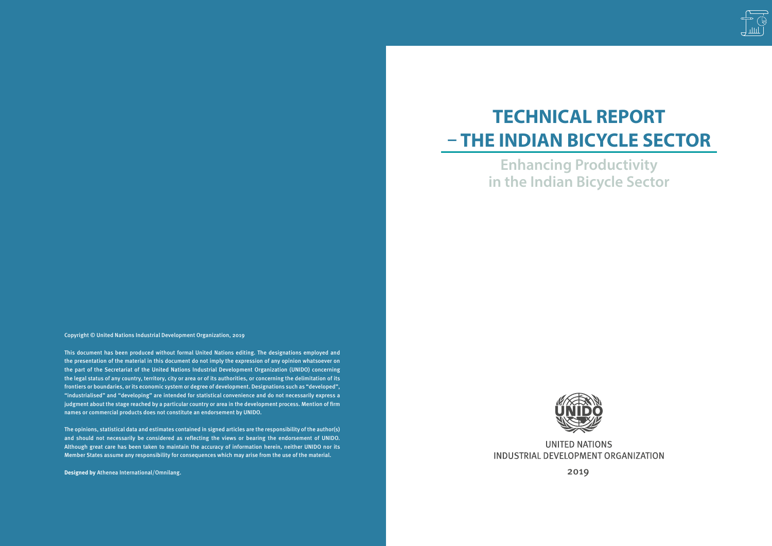# TECHNICAL REPORT – THE INDIAN BICYCLE SECTOR

## Enhancing Productivity in the Indian Bicycle Sector

UNITED NATIONS
INDUSTRIAL DEVELOPMENT ORGANIZATION

2019

Copyright © United Nations Industrial Development Organization, 2019

This document has been produced without formal United Nations editing. The designations employed and the presentation of the material in this document do not imply the expression of any opinion whatsoever on the part of the Secretariat of the United Nations Industrial Development Organization (UNIDO) concerning the legal status of any country, territory, city or area or of its authorities, or concerning the delimitation of its frontiers or boundaries, or its economic system or degree of development. Designations such as "developed", "industrialised" and "developing" are intended for statistical convenience and do not necessarily express a judgment about the stage reached by a particular country or area in the development process. Mention of firm names or commercial products does not constitute an endorsement by UNIDO.

The opinions, statistical data and estimates contained in signed articles are the responsibility of the author(s) and should not necessarily be considered as reflecting the views or bearing the endorsement of UNIDO. Although great care has been taken to maintain the accuracy of information herein, neither UNIDO nor its Member States assume any responsibility for consequences which may arise from the use of the material.

**Designed by** Athenea International/Omnilang.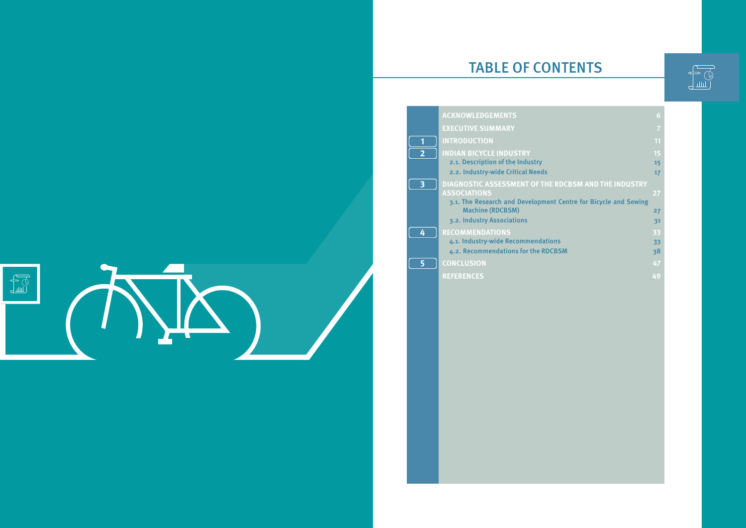# TABLE OF CONTENTS

| | | |
|---|---|---|
| | **ACKNOWLEDGEMENTS** | 6 |
| | **EXECUTIVE SUMMARY** | 7 |
| 1 | **INTRODUCTION** | 11 |
| 2 | **INDIAN BICYCLE INDUSTRY** | 15 |
| | 2.1. Description of the Industry | 15 |
| | 2.2. Industry-wide Critical Needs | 17 |
| 3 | **DIAGNOSTIC ASSESSMENT OF THE RDCBSM AND THE INDUSTRY ASSOCIATIONS** | 27 |
| | 3.1. The Research and Development Centre for Bicycle and Sewing Machine (RDCBSM) | 27 |
| | 3.2. Industry Associations | 31 |
| 4 | **RECOMMENDATIONS** | 33 |
| | 4.1. Industry-wide Recommendations | 33 |
| | 4.2. Recommendations for the RDCBSM | 38 |
| 5 | **CONCLUSION** | 47 |
| | **REFERENCES** | 49 |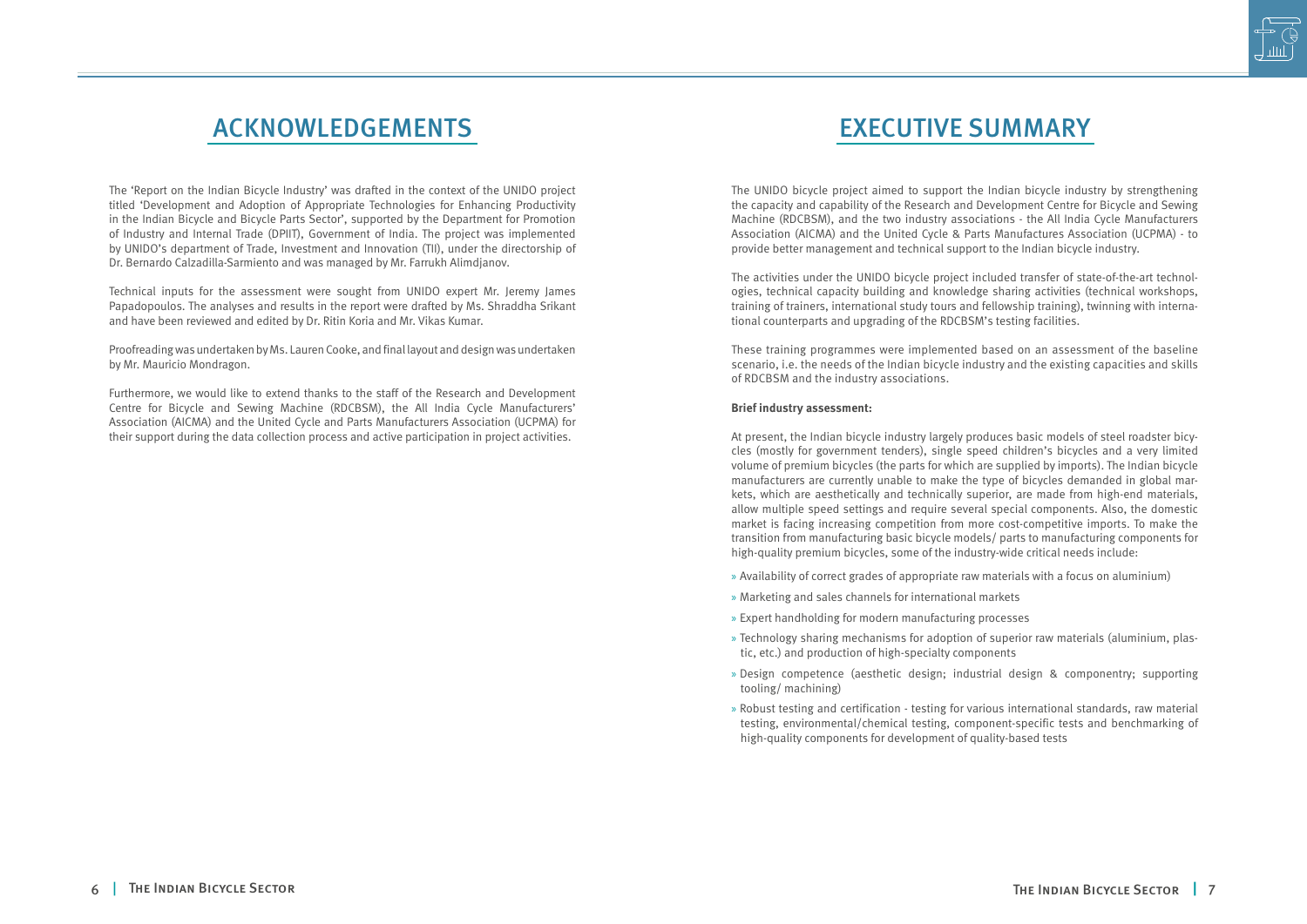# ACKNOWLEDGEMENTS

The 'Report on the Indian Bicycle Industry' was drafted in the context of the UNIDO project titled 'Development and Adoption of Appropriate Technologies for Enhancing Productivity in the Indian Bicycle and Bicycle Parts Sector', supported by the Department for Promotion of Industry and Internal Trade (DPIIT), Government of India. The project was implemented by UNIDO's department of Trade, Investment and Innovation (TII), under the directorship of Dr. Bernardo Calzadilla-Sarmiento and was managed by Mr. Farrukh Alimdjanov.

Technical inputs for the assessment were sought from UNIDO expert Mr. Jeremy James Papadopoulos. The analyses and results in the report were drafted by Ms. Shraddha Srikant and have been reviewed and edited by Dr. Ritin Koria and Mr. Vikas Kumar.

Proofreading was undertaken by Ms. Lauren Cooke, and final layout and design was undertaken by Mr. Mauricio Mondragon.

Furthermore, we would like to extend thanks to the staff of the Research and Development Centre for Bicycle and Sewing Machine (RDCBSM), the All India Cycle Manufacturers' Association (AICMA) and the United Cycle and Parts Manufacturers Association (UCPMA) for their support during the data collection process and active participation in project activities.

# EXECUTIVE SUMMARY

The UNIDO bicycle project aimed to support the Indian bicycle industry by strengthening the capacity and capability of the Research and Development Centre for Bicycle and Sewing Machine (RDCBSM), and the two industry associations - the All India Cycle Manufacturers Association (AICMA) and the United Cycle & Parts Manufactures Association (UCPMA) - to provide better management and technical support to the Indian bicycle industry.

The activities under the UNIDO bicycle project included transfer of state-of-the-art technologies, technical capacity building and knowledge sharing activities (technical workshops, training of trainers, international study tours and fellowship training), twinning with international counterparts and upgrading of the RDCBSM's testing facilities.

These training programmes were implemented based on an assessment of the baseline scenario, i.e. the needs of the Indian bicycle industry and the existing capacities and skills of RDCBSM and the industry associations.

**Brief industry assessment:**

At present, the Indian bicycle industry largely produces basic models of steel roadster bicycles (mostly for government tenders), single speed children's bicycles and a very limited volume of premium bicycles (the parts for which are supplied by imports). The Indian bicycle manufacturers are currently unable to make the type of bicycles demanded in global markets, which are aesthetically and technically superior, are made from high-end materials, allow multiple speed settings and require several special components. Also, the domestic market is facing increasing competition from more cost-competitive imports. To make the transition from manufacturing basic bicycle models/ parts to manufacturing components for high-quality premium bicycles, some of the industry-wide critical needs include:

- Availability of correct grades of appropriate raw materials with a focus on aluminium)
- Marketing and sales channels for international markets
- Expert handholding for modern manufacturing processes
- Technology sharing mechanisms for adoption of superior raw materials (aluminium, plastic, etc.) and production of high-specialty components
- Design competence (aesthetic design; industrial design & componentry; supporting tooling/ machining)
- Robust testing and certification - testing for various international standards, raw material testing, environmental/chemical testing, component-specific tests and benchmarking of high-quality components for development of quality-based tests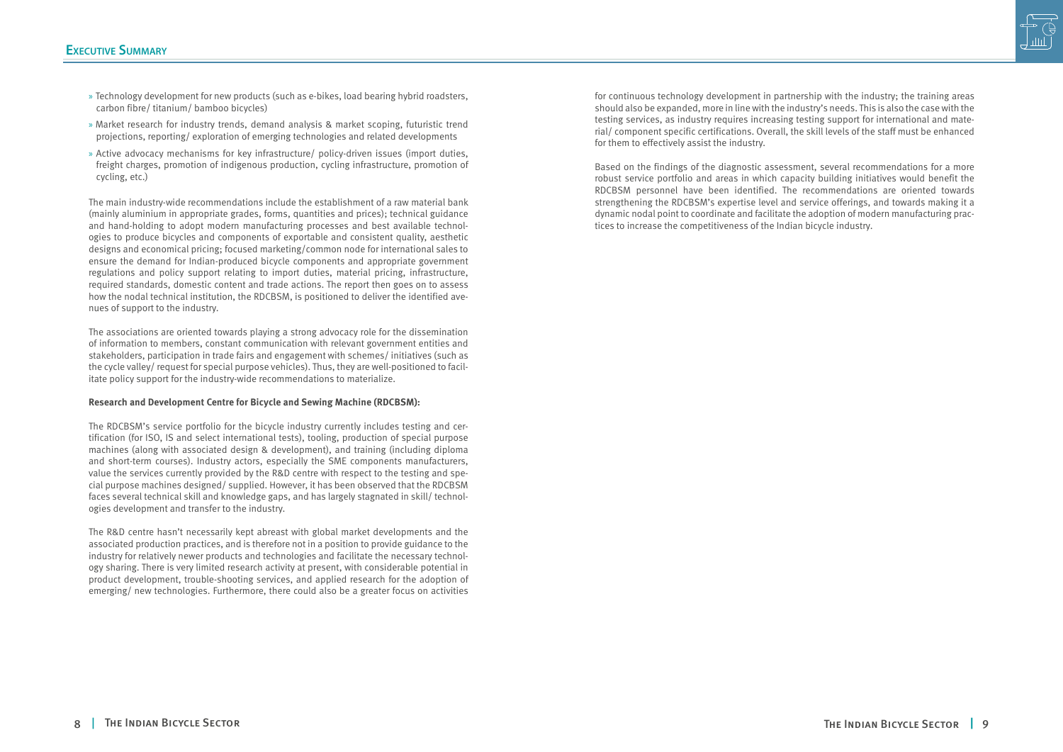- Technology development for new products (such as e-bikes, load bearing hybrid roadsters, carbon fibre/ titanium/ bamboo bicycles)
- Market research for industry trends, demand analysis & market scoping, futuristic trend projections, reporting/ exploration of emerging technologies and related developments
- Active advocacy mechanisms for key infrastructure/ policy-driven issues (import duties, freight charges, promotion of indigenous production, cycling infrastructure, promotion of cycling, etc.)

The main industry-wide recommendations include the establishment of a raw material bank (mainly aluminium in appropriate grades, forms, quantities and prices); technical guidance and hand-holding to adopt modern manufacturing processes and best available technologies to produce bicycles and components of exportable and consistent quality, aesthetic designs and economical pricing; focused marketing/common node for international sales to ensure the demand for Indian-produced bicycle components and appropriate government regulations and policy support relating to import duties, material pricing, infrastructure, required standards, domestic content and trade actions. The report then goes on to assess how the nodal technical institution, the RDCBSM, is positioned to deliver the identified avenues of support to the industry.

The associations are oriented towards playing a strong advocacy role for the dissemination of information to members, constant communication with relevant government entities and stakeholders, participation in trade fairs and engagement with schemes/ initiatives (such as the cycle valley/ request for special purpose vehicles). Thus, they are well-positioned to facilitate policy support for the industry-wide recommendations to materialize.

**Research and Development Centre for Bicycle and Sewing Machine (RDCBSM):**

The RDCBSM's service portfolio for the bicycle industry currently includes testing and certification (for ISO, IS and select international tests), tooling, production of special purpose machines (along with associated design & development), and training (including diploma and short-term courses). Industry actors, especially the SME components manufacturers, value the services currently provided by the R&D centre with respect to the testing and special purpose machines designed/ supplied. However, it has been observed that the RDCBSM faces several technical skill and knowledge gaps, and has largely stagnated in skill/ technologies development and transfer to the industry.

The R&D centre hasn't necessarily kept abreast with global market developments and the associated production practices, and is therefore not in a position to provide guidance to the industry for relatively newer products and technologies and facilitate the necessary technology sharing. There is very limited research activity at present, with considerable potential in product development, trouble-shooting services, and applied research for the adoption of emerging/ new technologies. Furthermore, there could also be a greater focus on activities for continuous technology development in partnership with the industry; the training areas should also be expanded, more in line with the industry's needs. This is also the case with the testing services, as industry requires increasing testing support for international and material/ component specific certifications. Overall, the skill levels of the staff must be enhanced for them to effectively assist the industry.

Based on the findings of the diagnostic assessment, several recommendations for a more robust service portfolio and areas in which capacity building initiatives would benefit the RDCBSM personnel have been identified. The recommendations are oriented towards strengthening the RDCBSM's expertise level and service offerings, and towards making it a dynamic nodal point to coordinate and facilitate the adoption of modern manufacturing practices to increase the competitiveness of the Indian bicycle industry.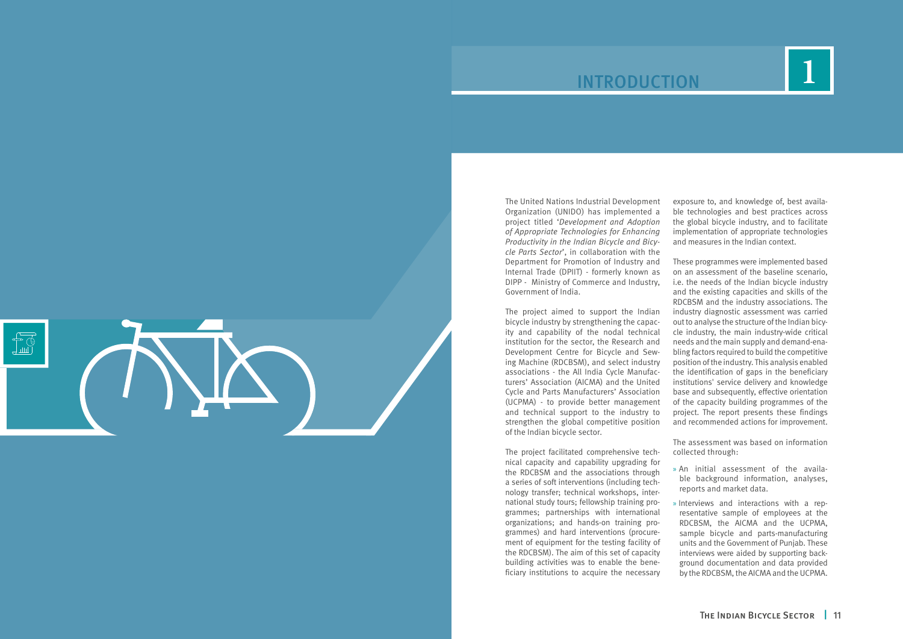# 1 INTRODUCTION

The United Nations Industrial Development Organization (UNIDO) has implemented a project titled '*Development and Adoption of Appropriate Technologies for Enhancing Productivity in the Indian Bicycle and Bicycle Parts Sector*', in collaboration with the Department for Promotion of Industry and Internal Trade (DPIIT) - formerly known as DIPP - Ministry of Commerce and Industry, Government of India.

The project aimed to support the Indian bicycle industry by strengthening the capacity and capability of the nodal technical institution for the sector, the Research and Development Centre for Bicycle and Sewing Machine (RDCBSM), and select industry associations - the All India Cycle Manufacturers' Association (AICMA) and the United Cycle and Parts Manufacturers' Association (UCPMA) - to provide better management and technical support to the industry to strengthen the global competitive position of the Indian bicycle sector.

The project facilitated comprehensive technical capacity and capability upgrading for the RDCBSM and the associations through a series of soft interventions (including technology transfer; technical workshops, international study tours; fellowship training programmes; partnerships with international organizations; and hands-on training programmes) and hard interventions (procurement of equipment for the testing facility of the RDCBSM). The aim of this set of capacity building activities was to enable the beneficiary institutions to acquire the necessary exposure to, and knowledge of, best available technologies and best practices across the global bicycle industry, and to facilitate implementation of appropriate technologies and measures in the Indian context.

These programmes were implemented based on an assessment of the baseline scenario, i.e. the needs of the Indian bicycle industry and the existing capacities and skills of the RDCBSM and the industry associations. The industry diagnostic assessment was carried out to analyse the structure of the Indian bicycle industry, the main industry-wide critical needs and the main supply and demand-enabling factors required to build the competitive position of the industry. This analysis enabled the identification of gaps in the beneficiary institutions' service delivery and knowledge base and subsequently, effective orientation of the capacity building programmes of the project. The report presents these findings and recommended actions for improvement.

The assessment was based on information collected through:

- An initial assessment of the available background information, analyses, reports and market data.
- Interviews and interactions with a representative sample of employees at the RDCBSM, the AICMA and the UCPMA, sample bicycle and parts-manufacturing units and the Government of Punjab. These interviews were aided by supporting background documentation and data provided by the RDCBSM, the AICMA and the UCPMA.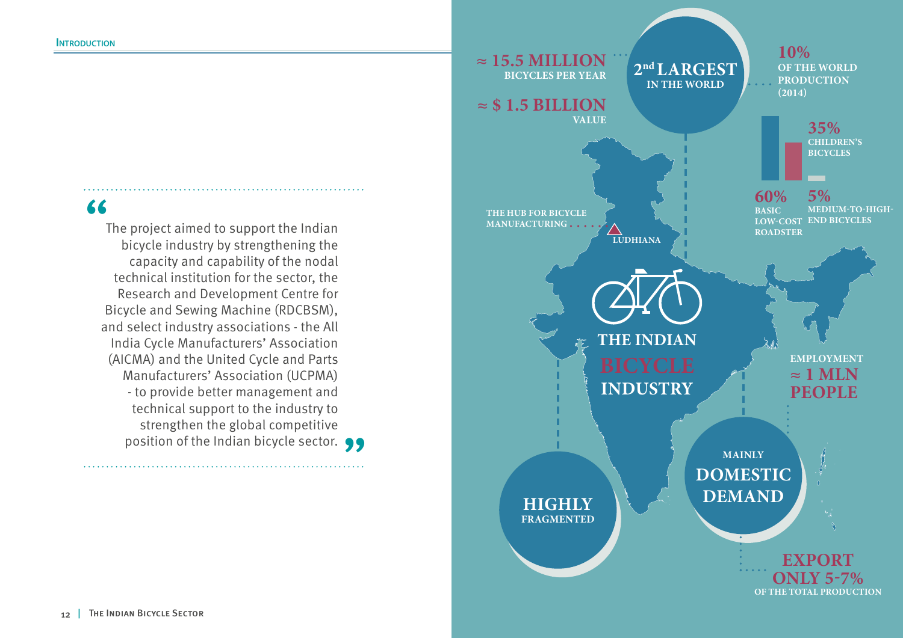> The project aimed to support the Indian bicycle industry by strengthening the capacity and capability of the nodal technical institution for the sector, the Research and Development Centre for Bicycle and Sewing Machine (RDCBSM), and select industry associations - the All India Cycle Manufacturers' Association (AICMA) and the United Cycle and Parts Manufacturers' Association (UCPMA) - to provide better management and technical support to the industry to strengthen the global competitive position of the Indian bicycle sector.

**≈ 15.5 MILLION**
BICYCLES PER YEAR

**≈ $ 1.5 BILLION**
VALUE

**2nd LARGEST**
IN THE WORLD

**10%**
OF THE WORLD PRODUCTION (2014)

**35%**
CHILDREN'S BICYCLES

**60%**
BASIC LOW-COST ROADSTER

**5%**
MEDIUM-TO-HIGH-END BICYCLES

THE HUB FOR BICYCLE MANUFACTURING
LUDHIANA

**THE INDIAN BICYCLE INDUSTRY**

EMPLOYMENT
**≈ 1 MLN PEOPLE**

**HIGHLY**
FRAGMENTED

MAINLY
**DOMESTIC DEMAND**

**EXPORT ONLY 5-7%**
OF THE TOTAL PRODUCTION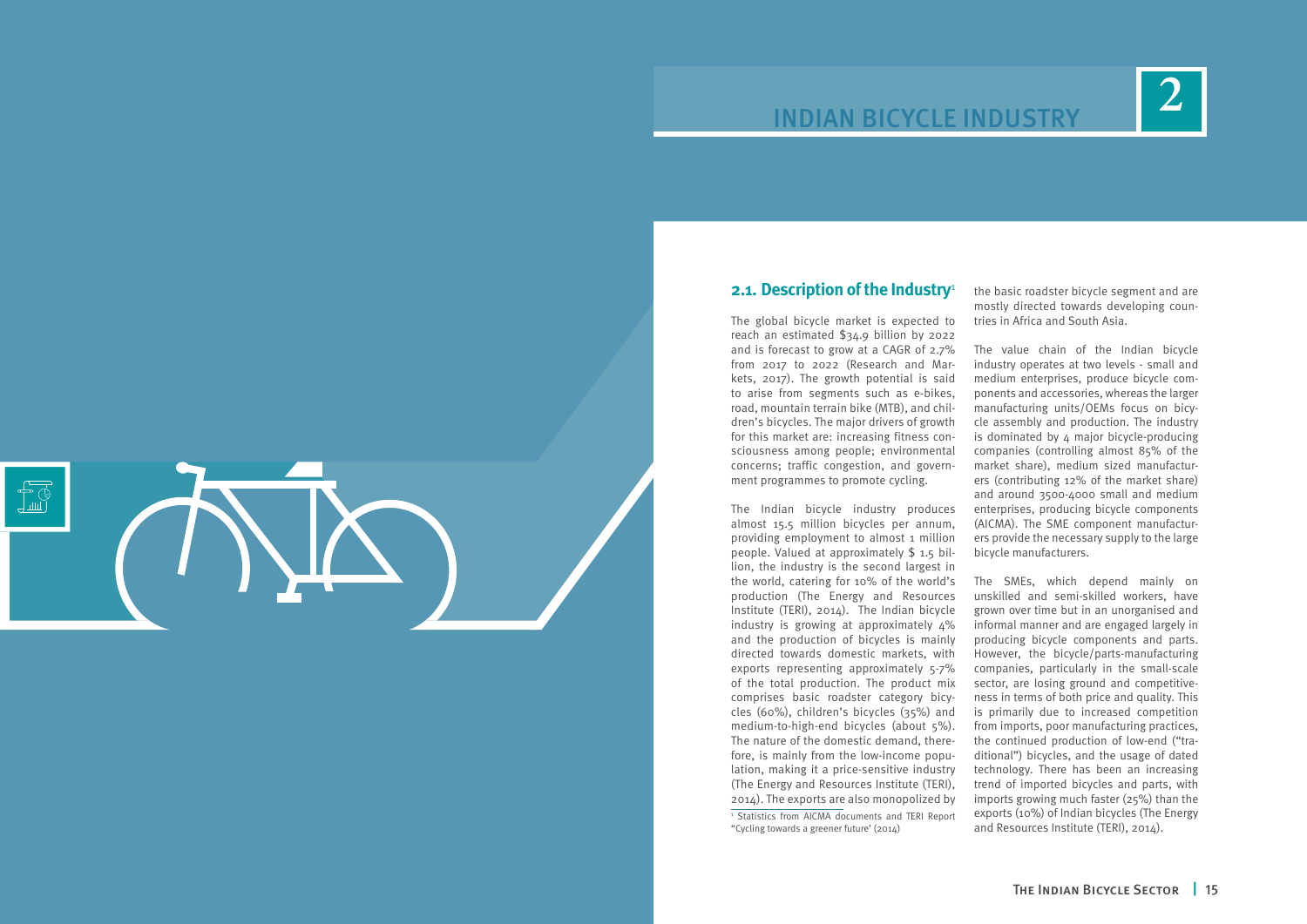# 2 INDIAN BICYCLE INDUSTRY

## 2.1. Description of the Industry[1]

The global bicycle market is expected to reach an estimated $34.9 billion by 2022 and is forecast to grow at a CAGR of 2.7% from 2017 to 2022 (Research and Markets, 2017). The growth potential is said to arise from segments such as e-bikes, road, mountain terrain bike (MTB), and children's bicycles. The major drivers of growth for this market are: increasing fitness consciousness among people; environmental concerns; traffic congestion, and government programmes to promote cycling.

The Indian bicycle industry produces almost 15.5 million bicycles per annum, providing employment to almost 1 million people. Valued at approximately $ 1.5 billion, the industry is the second largest in the world, catering for 10% of the world's production (The Energy and Resources Institute (TERI), 2014). The Indian bicycle industry is growing at approximately 4% and the production of bicycles is mainly directed towards domestic markets, with exports representing approximately 5-7% of the total production. The product mix comprises basic roadster category bicycles (60%), children's bicycles (35%) and medium-to-high-end bicycles (about 5%). The nature of the domestic demand, therefore, is mainly from the low-income population, making it a price-sensitive industry (The Energy and Resources Institute (TERI), 2014). The exports are also monopolized by the basic roadster bicycle segment and are mostly directed towards developing countries in Africa and South Asia.

The value chain of the Indian bicycle industry operates at two levels - small and medium enterprises, produce bicycle components and accessories, whereas the larger manufacturing units/OEMs focus on bicycle assembly and production. The industry is dominated by 4 major bicycle-producing companies (controlling almost 85% of the market share), medium sized manufacturers (contributing 12% of the market share) and around 3500-4000 small and medium enterprises, producing bicycle components (AICMA). The SME component manufacturers provide the necessary supply to the large bicycle manufacturers.

The SMEs, which depend mainly on unskilled and semi-skilled workers, have grown over time but in an unorganised and informal manner and are engaged largely in producing bicycle components and parts. However, the bicycle/parts-manufacturing companies, particularly in the small-scale sector, are losing ground and competitiveness in terms of both price and quality. This is primarily due to increased competition from imports, poor manufacturing practices, the continued production of low-end ("traditional") bicycles, and the usage of dated technology. There has been an increasing trend of imported bicycles and parts, with imports growing much faster (25%) than the exports (10%) of Indian bicycles (The Energy and Resources Institute (TERI), 2014).

[1] Statistics from AICMA documents and TERI Report "Cycling towards a greener future' (2014)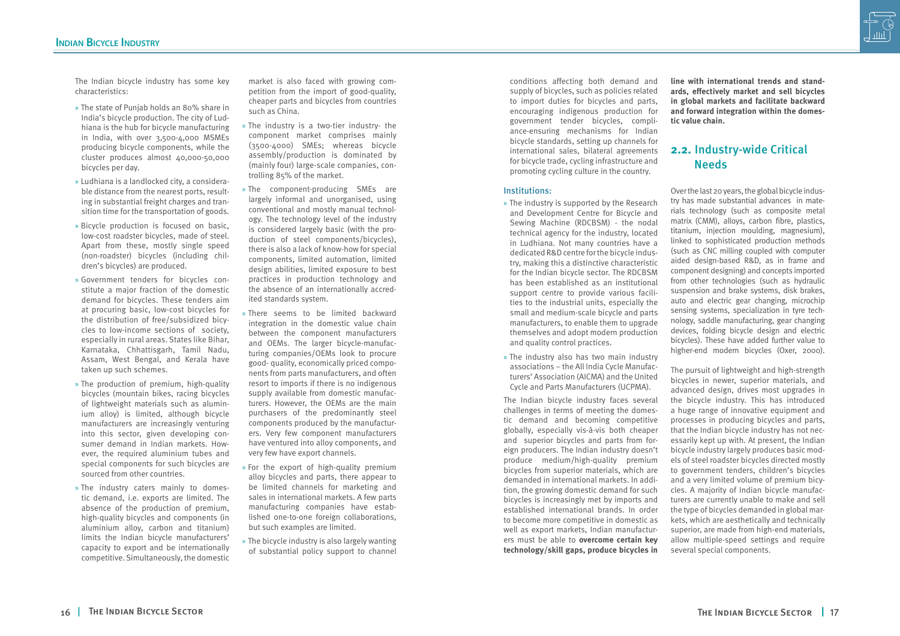The Indian bicycle industry has some key characteristics:

- The state of Punjab holds an 80% share in India's bicycle production. The city of Ludhiana is the hub for bicycle manufacturing in India, with over 3,500-4,000 MSMEs producing bicycle components, while the cluster produces almost 40,000-50,000 bicycles per day.
- Ludhiana is a landlocked city, a considerable distance from the nearest ports, resulting in substantial freight charges and transition time for the transportation of goods.
- Bicycle production is focused on basic, low-cost roadster bicycles, made of steel. Apart from these, mostly single speed (non-roadster) bicycles (including children's bicycles) are produced.
- Government tenders for bicycles constitute a major fraction of the domestic demand for bicycles. These tenders aim at procuring basic, low-cost bicycles for the distribution of free/subsidized bicycles to low-income sections of society, especially in rural areas. States like Bihar, Karnataka, Chhattisgarh, Tamil Nadu, Assam, West Bengal, and Kerala have taken up such schemes.
- The production of premium, high-quality bicycles (mountain bikes, racing bicycles of lightweight materials such as aluminium alloy) is limited, although bicycle manufacturers are increasingly venturing into this sector, given developing consumer demand in Indian markets. However, the required aluminium tubes and special components for such bicycles are sourced from other countries.
- The industry caters mainly to domestic demand, i.e. exports are limited. The absence of the production of premium, high-quality bicycles and components (in aluminium alloy, carbon and titanium) limits the Indian bicycle manufacturers' capacity to export and be internationally competitive. Simultaneously, the domestic market is also faced with growing competition from the import of good-quality, cheaper parts and bicycles from countries such as China.
- The industry is a two-tier industry- the component market comprises mainly (3500-4000) SMEs; whereas bicycle assembly/production is dominated by (mainly four) large-scale companies, controlling 85% of the market.
- The component-producing SMEs are largely informal and unorganised, using conventional and mostly manual technology. The technology level of the industry is considered largely basic (with the production of steel components/bicycles), there is also a lack of know-how for special components, limited automation, limited design abilities, limited exposure to best practices in production technology and the absence of an internationally accredited standards system.
- There seems to be limited backward integration in the domestic value chain between the component manufacturers and OEMs. The larger bicycle-manufacturing companies/OEMs look to procure good- quality, economically priced components from parts manufacturers, and often resort to imports if there is no indigenous supply available from domestic manufacturers. However, the OEMs are the main purchasers of the predominantly steel components produced by the manufacturers. Very few component manufacturers have ventured into alloy components, and very few have export channels.
- For the export of high-quality premium alloy bicycles and parts, there appear to be limited channels for marketing and sales in international markets. A few parts manufacturing companies have established one-to-one foreign collaborations, but such examples are limited.
- The bicycle industry is also largely wanting of substantial policy support to channel conditions affecting both demand and supply of bicycles, such as policies related to import duties for bicycles and parts, encouraging indigenous production for government tender bicycles, compliance-ensuring mechanisms for Indian bicycle standards, setting up channels for international sales, bilateral agreements for bicycle trade, cycling infrastructure and promoting cycling culture in the country.

### Institutions:

- The industry is supported by the Research and Development Centre for Bicycle and Sewing Machine (RDCBSM) - the nodal technical agency for the industry, located in Ludhiana. Not many countries have a dedicated R&D centre for the bicycle industry, making this a distinctive characteristic for the Indian bicycle sector. The RDCBSM has been established as an institutional support centre to provide various facilities to the industrial units, especially the small and medium-scale bicycle and parts manufacturers, to enable them to upgrade themselves and adopt modern production and quality control practices.
- The industry also has two main industry associations – the All India Cycle Manufacturers' Association (AICMA) and the United Cycle and Parts Manufacturers (UCPMA).

The Indian bicycle industry faces several challenges in terms of meeting the domestic demand and becoming competitive globally, especially vis-à-vis both cheaper and superior bicycles and parts from foreign producers. The Indian industry doesn't produce medium/high-quality premium bicycles from superior materials, which are demanded in international markets. In addition, the growing domestic demand for such bicycles is increasingly met by imports and established international brands. In order to become more competitive in domestic as well as export markets, Indian manufacturers must be able to **overcome certain key technology/skill gaps, produce bicycles in line with international trends and standards, effectively market and sell bicycles in global markets and facilitate backward and forward integration within the domestic value chain.**

## 2.2. Industry-wide Critical Needs

Over the last 20 years, the global bicycle industry has made substantial advances in materials technology (such as composite metal matrix (CMM), alloys, carbon fibre, plastics, titanium, injection moulding, magnesium), linked to sophisticated production methods (such as CNC milling coupled with computer aided design-based R&D, as in frame and component designing) and concepts imported from other technologies (such as hydraulic suspension and brake systems, disk brakes, auto and electric gear changing, microchip sensing systems, specialization in tyre technology, saddle manufacturing, gear changing devices, folding bicycle design and electric bicycles). These have added further value to higher-end modern bicycles (Oxer, 2000).

The pursuit of lightweight and high-strength bicycles in newer, superior materials, and advanced design, drives most upgrades in the bicycle industry. This has introduced a huge range of innovative equipment and processes in producing bicycles and parts, that the Indian bicycle industry has not necessarily kept up with. At present, the Indian bicycle industry largely produces basic models of steel roadster bicycles directed mostly to government tenders, children's bicycles and a very limited volume of premium bicycles. A majority of Indian bicycle manufacturers are currently unable to make and sell the type of bicycles demanded in global markets, which are aesthetically and technically superior, are made from high-end materials, allow multiple-speed settings and require several special components.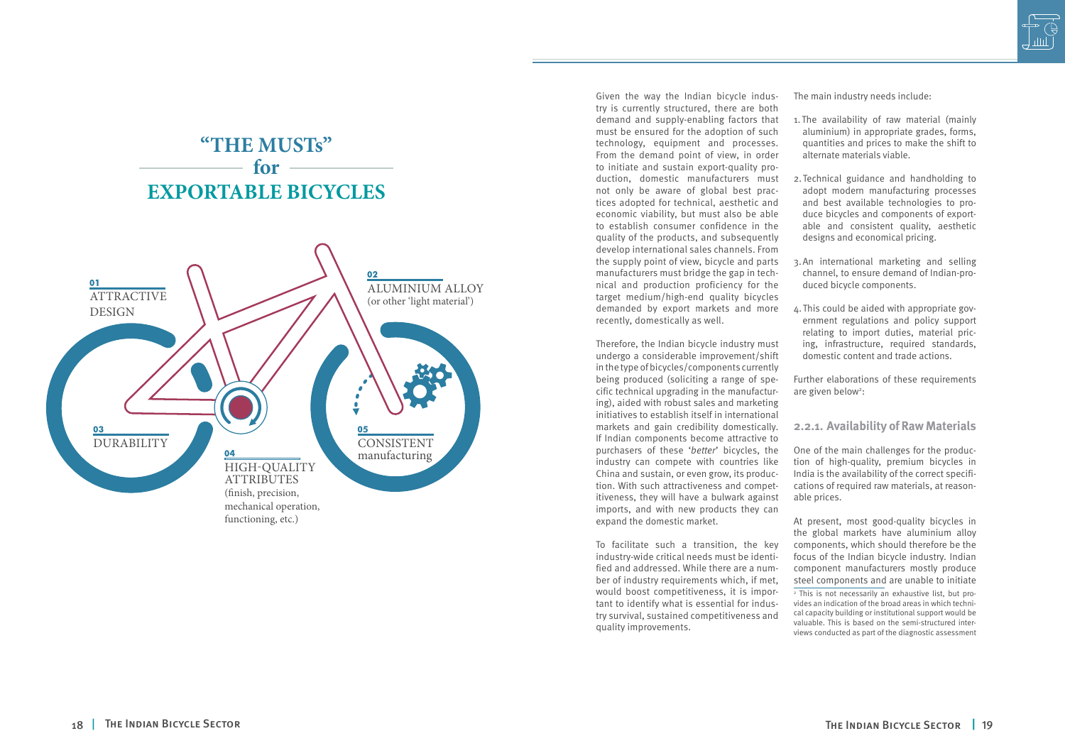## "THE MUSTs" for EXPORTABLE BICYCLES

01
ATTRACTIVE DESIGN

02
ALUMINIUM ALLOY
(or other 'light material')

03
DURABILITY

04
HIGH-QUALITY ATTRIBUTES
(finish, precision, mechanical operation, functioning, etc.)

05
CONSISTENT manufacturing

Given the way the Indian bicycle industry is currently structured, there are both demand and supply-enabling factors that must be ensured for the adoption of such technology, equipment and processes. From the demand point of view, in order to initiate and sustain export-quality production, domestic manufacturers must not only be aware of global best practices adopted for technical, aesthetic and economic viability, but must also be able to establish consumer confidence in the quality of the products, and subsequently develop international sales channels. From the supply point of view, bicycle and parts manufacturers must bridge the gap in technical and production proficiency for the target medium/high-end quality bicycles demanded by export markets and more recently, domestically as well.

Therefore, the Indian bicycle industry must undergo a considerable improvement/shift in the type of bicycles/components currently being produced (soliciting a range of specific technical upgrading in the manufacturing), aided with robust sales and marketing initiatives to establish itself in international markets and gain credibility domestically. If Indian components become attractive to purchasers of these '*better*' bicycles, the industry can compete with countries like China and sustain, or even grow, its production. With such attractiveness and competitiveness, they will have a bulwark against imports, and with new products they can expand the domestic market.

To facilitate such a transition, the key industry-wide critical needs must be identified and addressed. While there are a number of industry requirements which, if met, would boost competitiveness, it is important to identify what is essential for industry survival, sustained competitiveness and quality improvements.

The main industry needs include:

1. The availability of raw material (mainly aluminium) in appropriate grades, forms, quantities and prices to make the shift to alternate materials viable.
2. Technical guidance and handholding to adopt modern manufacturing processes and best available technologies to produce bicycles and components of exportable and consistent quality, aesthetic designs and economical pricing.
3. An international marketing and selling channel, to ensure demand of Indian-produced bicycle components.
4. This could be aided with appropriate government regulations and policy support relating to import duties, material pricing, infrastructure, required standards, domestic content and trade actions.

Further elaborations of these requirements are given below[2]:

### 2.2.1. Availability of Raw Materials

One of the main challenges for the production of high-quality, premium bicycles in India is the availability of the correct specifications of required raw materials, at reasonable prices.

At present, most good-quality bicycles in the global markets have aluminium alloy components, which should therefore be the focus of the Indian bicycle industry. Indian component manufacturers mostly produce steel components and are unable to initiate

[2] This is not necessarily an exhaustive list, but provides an indication of the broad areas in which technical capacity building or institutional support would be valuable. This is based on the semi-structured interviews conducted as part of the diagnostic assessment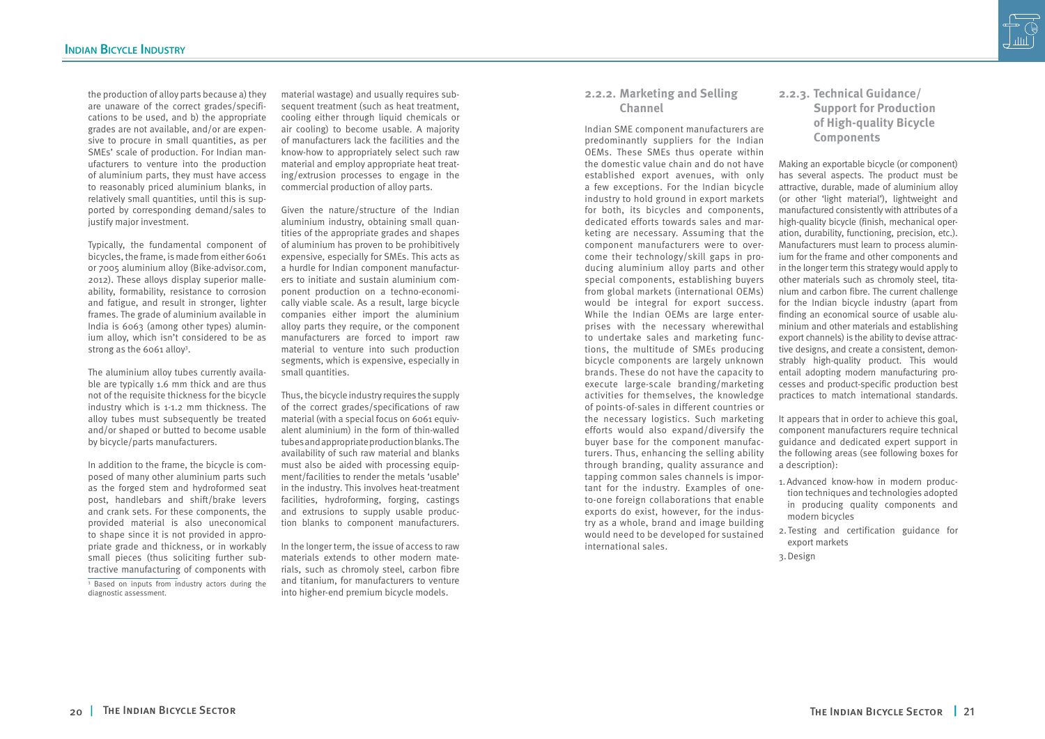the production of alloy parts because a) they are unaware of the correct grades/specifications to be used, and b) the appropriate grades are not available, and/or are expensive to procure in small quantities, as per SMEs' scale of production. For Indian manufacturers to venture into the production of aluminium parts, they must have access to reasonably priced aluminium blanks, in relatively small quantities, until this is supported by corresponding demand/sales to justify major investment.

Typically, the fundamental component of bicycles, the frame, is made from either 6061 or 7005 aluminium alloy (Bike-advisor.com, 2012). These alloys display superior malleability, formability, resistance to corrosion and fatigue, and result in stronger, lighter frames. The grade of aluminium available in India is 6063 (among other types) aluminium alloy, which isn't considered to be as strong as the 6061 alloy[3].

The aluminium alloy tubes currently available are typically 1.6 mm thick and are thus not of the requisite thickness for the bicycle industry which is 1-1.2 mm thickness. The alloy tubes must subsequently be treated and/or shaped or butted to become usable by bicycle/parts manufacturers.

In addition to the frame, the bicycle is composed of many other aluminium parts such as the forged stem and hydroformed seat post, handlebars and shift/brake levers and crank sets. For these components, the provided material is also uneconomical to shape since it is not provided in appropriate grade and thickness, or in workably small pieces (thus soliciting further subtractive manufacturing of components with material wastage) and usually requires subsequent treatment (such as heat treatment, cooling either through liquid chemicals or air cooling) to become usable. A majority of manufacturers lack the facilities and the know-how to appropriately select such raw material and employ appropriate heat treating/extrusion processes to engage in the commercial production of alloy parts.

Given the nature/structure of the Indian aluminium industry, obtaining small quantities of the appropriate grades and shapes of aluminium has proven to be prohibitively expensive, especially for SMEs. This acts as a hurdle for Indian component manufacturers to initiate and sustain aluminium component production on a techno-economically viable scale. As a result, large bicycle companies either import the aluminium alloy parts they require, or the component manufacturers are forced to import raw material to venture into such production segments, which is expensive, especially in small quantities.

Thus, the bicycle industry requires the supply of the correct grades/specifications of raw material (with a special focus on 6061 equivalent aluminium) in the form of thin-walled tubes and appropriate production blanks. The availability of such raw material and blanks must also be aided with processing equipment/facilities to render the metals 'usable' in the industry. This involves heat-treatment facilities, hydroforming, forging, castings and extrusions to supply usable production blanks to component manufacturers.

In the longer term, the issue of access to raw materials extends to other modern materials, such as chromoly steel, carbon fibre and titanium, for manufacturers to venture into higher-end premium bicycle models.

[3] Based on inputs from industry actors during the diagnostic assessment.

### 2.2.2. Marketing and Selling Channel

Indian SME component manufacturers are predominantly suppliers for the Indian OEMs. These SMEs thus operate within the domestic value chain and do not have established export avenues, with only a few exceptions. For the Indian bicycle industry to hold ground in export markets for both, its bicycles and components, dedicated efforts towards sales and marketing are necessary. Assuming that the component manufacturers were to overcome their technology/skill gaps in producing aluminium alloy parts and other special components, establishing buyers from global markets (international OEMs) would be integral for export success. While the Indian OEMs are large enterprises with the necessary wherewithal to undertake sales and marketing functions, the multitude of SMEs producing bicycle components are largely unknown brands. These do not have the capacity to execute large-scale branding/marketing activities for themselves, the knowledge of points-of-sales in different countries or the necessary logistics. Such marketing efforts would also expand/diversify the buyer base for the component manufacturers. Thus, enhancing the selling ability through branding, quality assurance and tapping common sales channels is important for the industry. Examples of one-to-one foreign collaborations that enable exports do exist, however, for the industry as a whole, brand and image building would need to be developed for sustained international sales.

### 2.2.3. Technical Guidance/ Support for Production of High-quality Bicycle Components

Making an exportable bicycle (or component) has several aspects. The product must be attractive, durable, made of aluminium alloy (or other 'light material'), lightweight and manufactured consistently with attributes of a high-quality bicycle (finish, mechanical operation, durability, functioning, precision, etc.). Manufacturers must learn to process aluminium for the frame and other components and in the longer term this strategy would apply to other materials such as chromoly steel, titanium and carbon fibre. The current challenge for the Indian bicycle industry (apart from finding an economical source of usable aluminium and other materials and establishing export channels) is the ability to devise attractive designs, and create a consistent, demonstrably high-quality product. This would entail adopting modern manufacturing processes and product-specific production best practices to match international standards.

It appears that in order to achieve this goal, component manufacturers require technical guidance and dedicated expert support in the following areas (see following boxes for a description):

1. Advanced know-how in modern production techniques and technologies adopted in producing quality components and modern bicycles
2. Testing and certification guidance for export markets
3. Design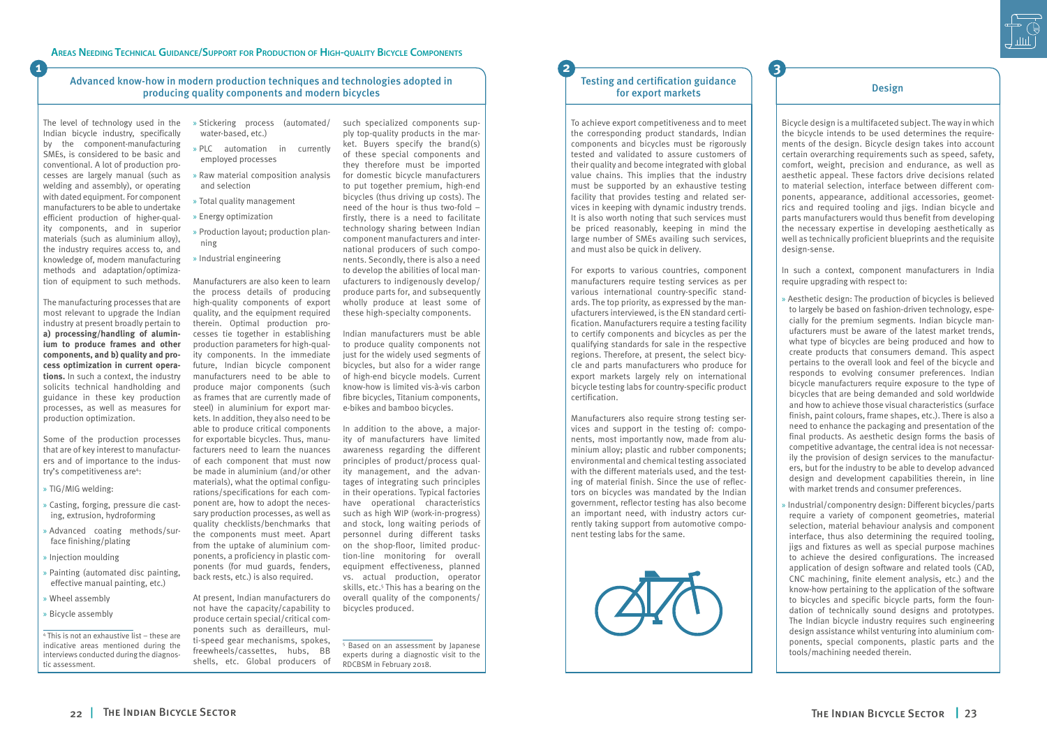## Areas Needing Technical Guidance/Support for Production of High-quality Bicycle Components

### 1 Advanced know-how in modern production techniques and technologies adopted in producing quality components and modern bicycles

The level of technology used in the Indian bicycle industry, specifically by the component-manufacturing SMEs, is considered to be basic and conventional. A lot of production processes are largely manual (such as welding and assembly), or operating with dated equipment. For component manufacturers to be able to undertake efficient production of higher-quality components, and in superior materials (such as aluminium alloy), the industry requires access to, and knowledge of, modern manufacturing methods and adaptation/optimization of equipment to such methods.

The manufacturing processes that are most relevant to upgrade the Indian industry at present broadly pertain to **a) processing/handling of aluminium to produce frames and other components, and b) quality and process optimization in current operations.** In such a context, the industry solicits technical handholding and guidance in these key production processes, as well as measures for production optimization.

Some of the production processes that are of key interest to manufacturers and of importance to the industry's competitiveness are[4]:

- TIG/MIG welding:
- Casting, forging, pressure die casting, extrusion, hydroforming
- Advanced coating methods/surface finishing/plating
- Injection moulding
- Painting (automated disc painting, effective manual painting, etc.)
- Wheel assembly
- Bicycle assembly
- Stickering process (automated/water-based, etc.)
- PLC automation in currently employed processes
- Raw material composition analysis and selection
- Total quality management
- Energy optimization
- Production layout; production planning
- Industrial engineering

Manufacturers are also keen to learn the process details of producing high-quality components of export quality, and the equipment required therein. Optimal production processes tie together in establishing production parameters for high-quality components. In the immediate future, Indian bicycle component manufacturers need to be able to produce major components (such as frames that are currently made of steel) in aluminium for export markets. In addition, they also need to be able to produce critical components for exportable bicycles. Thus, manufacturers need to learn the nuances of each component that must now be made in aluminium (and/or other materials), what the optimal configurations/specifications for each component are, how to adopt the necessary production processes, as well as quality checklists/benchmarks that the components must meet. Apart from the uptake of aluminium components, a proficiency in plastic components (for mud guards, fenders, back rests, etc.) is also required.

At present, Indian manufacturers do not have the capacity/capability to produce certain special/critical components such as derailleurs, multi-speed gear mechanisms, spokes, freewheels/cassettes, hubs, BB shells, etc. Global producers of such specialized components supply top-quality products in the market. Buyers specify the brand(s) of these special components and they therefore must be imported for domestic bicycle manufacturers to put together premium, high-end bicycles (thus driving up costs). The need of the hour is thus two-fold – firstly, there is a need to facilitate technology sharing between Indian component manufacturers and international producers of such components. Secondly, there is also a need to develop the abilities of local manufacturers to indigenously develop/produce parts for, and subsequently wholly produce at least some of these high-specialty components.

Indian manufacturers must be able to produce quality components not just for the widely used segments of bicycles, but also for a wider range of high-end bicycle models. Current know-how is limited vis-à-vis carbon fibre bicycles, Titanium components, e-bikes and bamboo bicycles.

In addition to the above, a majority of manufacturers have limited awareness regarding the different principles of product/process quality management, and the advantages of integrating such principles in their operations. Typical factories have operational characteristics such as high WIP (work-in-progress) and stock, long waiting periods of personnel during different tasks on the shop-floor, limited production-line monitoring for overall equipment effectiveness, planned vs. actual production, operator skills, etc.[5] This has a bearing on the overall quality of the components/bicycles produced.

[4] This is not an exhaustive list – these are indicative areas mentioned during the interviews conducted during the diagnostic assessment.

[5] Based on an assessment by Japanese experts during a diagnostic visit to the RDCBSM in February 2018.

### 2 Testing and certification guidance for export markets

To achieve export competitiveness and to meet the corresponding product standards, Indian components and bicycles must be rigorously tested and validated to assure customers of their quality and become integrated with global value chains. This implies that the industry must be supported by an exhaustive testing facility that provides testing and related services in keeping with dynamic industry trends. It is also worth noting that such services must be priced reasonably, keeping in mind the large number of SMEs availing such services, and must also be quick in delivery.

For exports to various countries, component manufacturers require testing services as per various international country-specific standards. The top priority, as expressed by the manufacturers interviewed, is the EN standard certification. Manufacturers require a testing facility to certify components and bicycles as per the qualifying standards for sale in the respective regions. Therefore, at present, the select bicycle and parts manufacturers who produce for export markets largely rely on international bicycle testing labs for country-specific product certification.

Manufacturers also require strong testing services and support in the testing of: components, most importantly now, made from aluminium alloy; plastic and rubber components; environmental and chemical testing associated with the different materials used, and the testing of material finish. Since the use of reflectors on bicycles was mandated by the Indian government, reflector testing has also become an important need, with industry actors currently taking support from automotive component testing labs for the same.

### 3 Design

Bicycle design is a multifaceted subject. The way in which the bicycle intends to be used determines the requirements of the design. Bicycle design takes into account certain overarching requirements such as speed, safety, comfort, weight, precision and endurance, as well as aesthetic appeal. These factors drive decisions related to material selection, interface between different components, appearance, additional accessories, geometrics and required tooling and jigs. Indian bicycle and parts manufacturers would thus benefit from developing the necessary expertise in developing aesthetically as well as technically proficient blueprints and the requisite design-sense.

In such a context, component manufacturers in India require upgrading with respect to:

- Aesthetic design: The production of bicycles is believed to largely be based on fashion-driven technology, especially for the premium segments. Indian bicycle manufacturers must be aware of the latest market trends, what type of bicycles are being produced and how to create products that consumers demand. This aspect pertains to the overall look and feel of the bicycle and responds to evolving consumer preferences. Indian bicycle manufacturers require exposure to the type of bicycles that are being demanded and sold worldwide and how to achieve those visual characteristics (surface finish, paint colours, frame shapes, etc.). There is also a need to enhance the packaging and presentation of the final products. As aesthetic design forms the basis of competitive advantage, the central idea is not necessarily the provision of design services to the manufacturers, but for the industry to be able to develop advanced design and development capabilities therein, in line with market trends and consumer preferences.
- Industrial/componentry design: Different bicycles/parts require a variety of component geometries, material selection, material behaviour analysis and component interface, thus also determining the required tooling, jigs and fixtures as well as special purpose machines to achieve the desired configurations. The increased application of design software and related tools (CAD, CNC machining, finite element analysis, etc.) and the know-how pertaining to the application of the software to bicycles and specific bicycle parts, form the foundation of technically sound designs and prototypes. The Indian bicycle industry requires such engineering design assistance whilst venturing into aluminium components, special components, plastic parts and the tools/machining needed therein.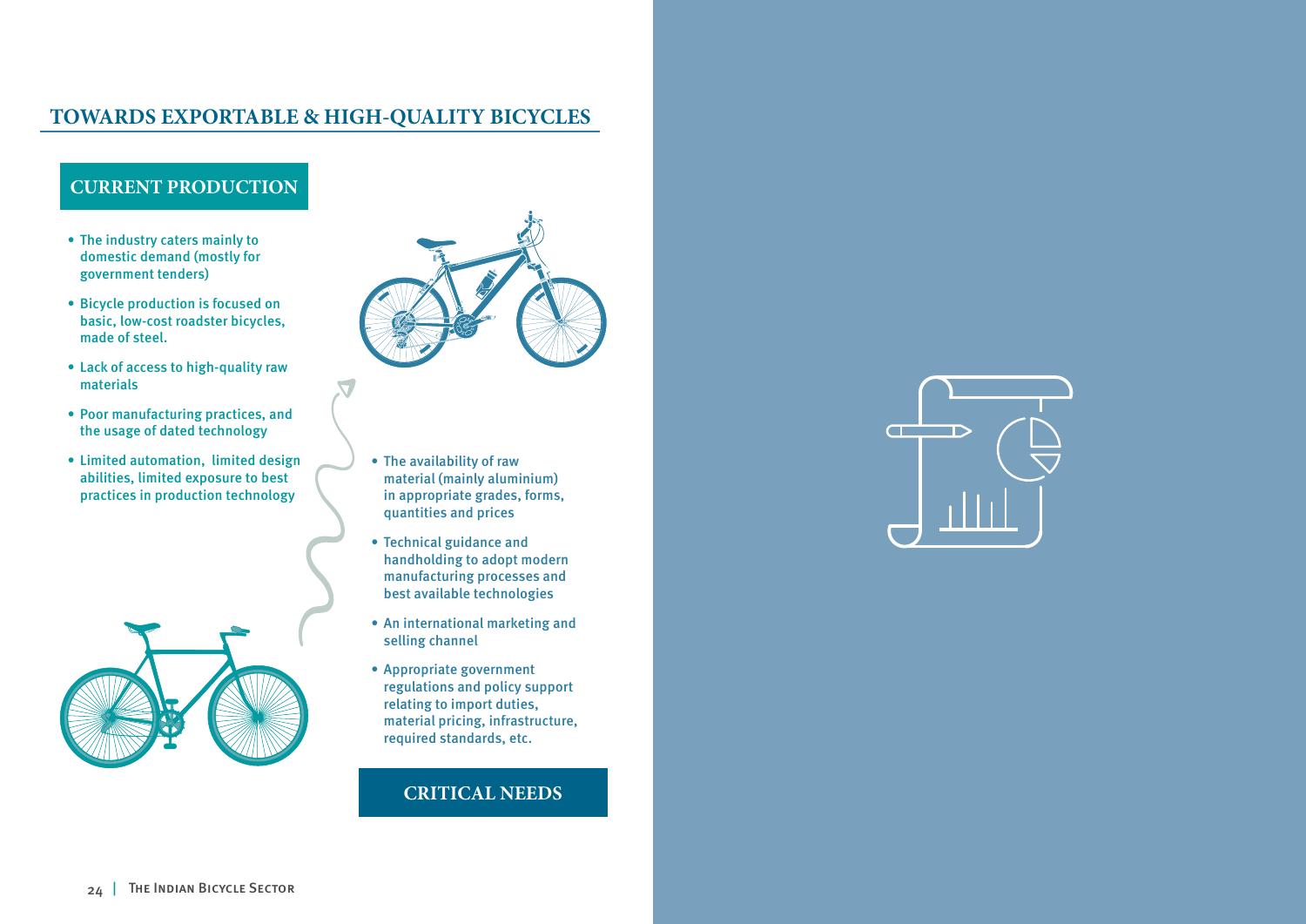# TOWARDS EXPORTABLE & HIGH-QUALITY BICYCLES

## CURRENT PRODUCTION

- The industry caters mainly to domestic demand (mostly for government tenders)
- Bicycle production is focused on basic, low-cost roadster bicycles, made of steel.
- Lack of access to high-quality raw materials
- Poor manufacturing practices, and the usage of dated technology
- Limited automation, limited design abilities, limited exposure to best practices in production technology

## CRITICAL NEEDS

- The availability of raw material (mainly aluminium) in appropriate grades, forms, quantities and prices
- Technical guidance and handholding to adopt modern manufacturing processes and best available technologies
- An international marketing and selling channel
- Appropriate government regulations and policy support relating to import duties, material pricing, infrastructure, required standards, etc.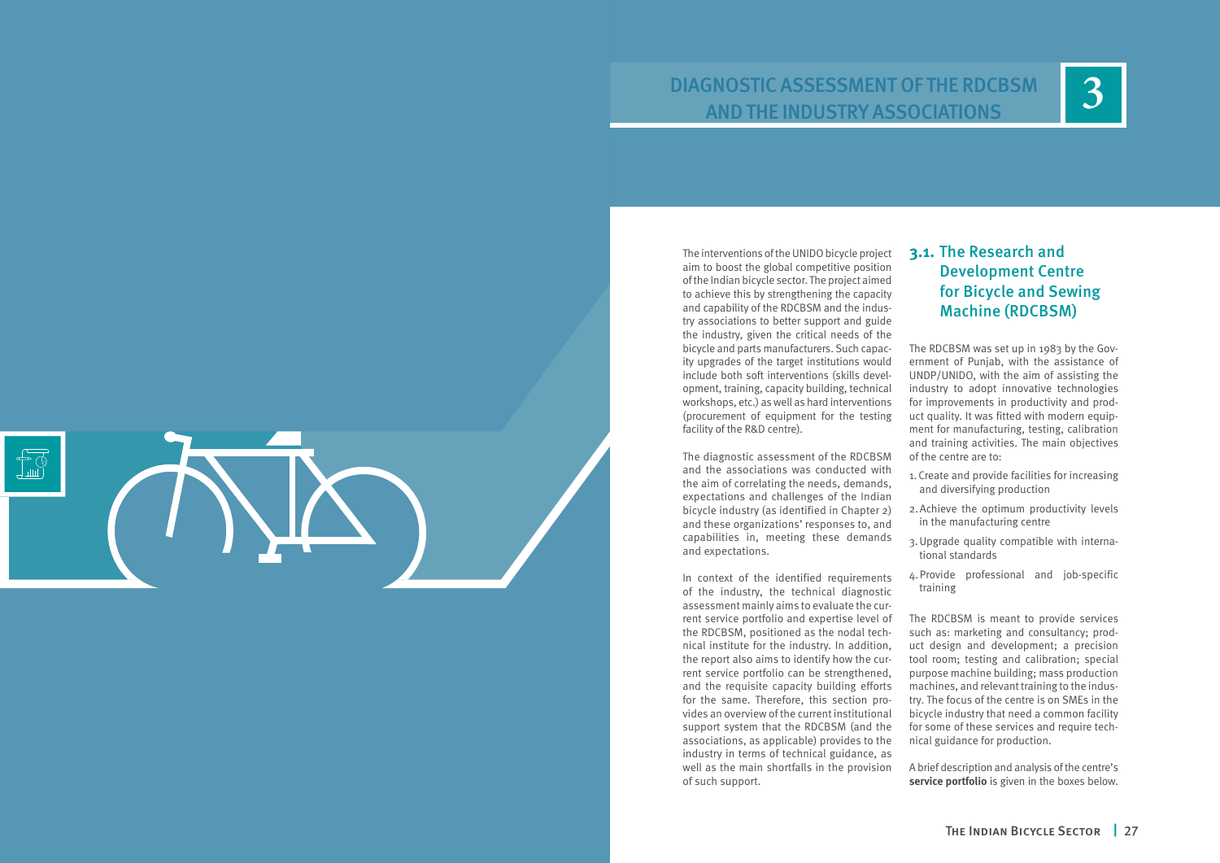# DIAGNOSTIC ASSESSMENT OF THE RDCBSM AND THE INDUSTRY ASSOCIATIONS

# 3

The interventions of the UNIDO bicycle project aim to boost the global competitive position of the Indian bicycle sector. The project aimed to achieve this by strengthening the capacity and capability of the RDCBSM and the industry associations to better support and guide the industry, given the critical needs of the bicycle and parts manufacturers. Such capacity upgrades of the target institutions would include both soft interventions (skills development, training, capacity building, technical workshops, etc.) as well as hard interventions (procurement of equipment for the testing facility of the R&D centre).

The diagnostic assessment of the RDCBSM and the associations was conducted with the aim of correlating the needs, demands, expectations and challenges of the Indian bicycle industry (as identified in Chapter 2) and these organizations' responses to, and capabilities in, meeting these demands and expectations.

In context of the identified requirements of the industry, the technical diagnostic assessment mainly aims to evaluate the current service portfolio and expertise level of the RDCBSM, positioned as the nodal technical institute for the industry. In addition, the report also aims to identify how the current service portfolio can be strengthened, and the requisite capacity building efforts for the same. Therefore, this section provides an overview of the current institutional support system that the RDCBSM (and the associations, as applicable) provides to the industry in terms of technical guidance, as well as the main shortfalls in the provision of such support.

## 3.1. The Research and Development Centre for Bicycle and Sewing Machine (RDCBSM)

The RDCBSM was set up in 1983 by the Government of Punjab, with the assistance of UNDP/UNIDO, with the aim of assisting the industry to adopt innovative technologies for improvements in productivity and product quality. It was fitted with modern equipment for manufacturing, testing, calibration and training activities. The main objectives of the centre are to:

1. Create and provide facilities for increasing and diversifying production
2. Achieve the optimum productivity levels in the manufacturing centre
3. Upgrade quality compatible with international standards
4. Provide professional and job-specific training

The RDCBSM is meant to provide services such as: marketing and consultancy; product design and development; a precision tool room; testing and calibration; special purpose machine building; mass production machines, and relevant training to the industry. The focus of the centre is on SMEs in the bicycle industry that need a common facility for some of these services and require technical guidance for production.

A brief description and analysis of the centre's **service portfolio** is given in the boxes below.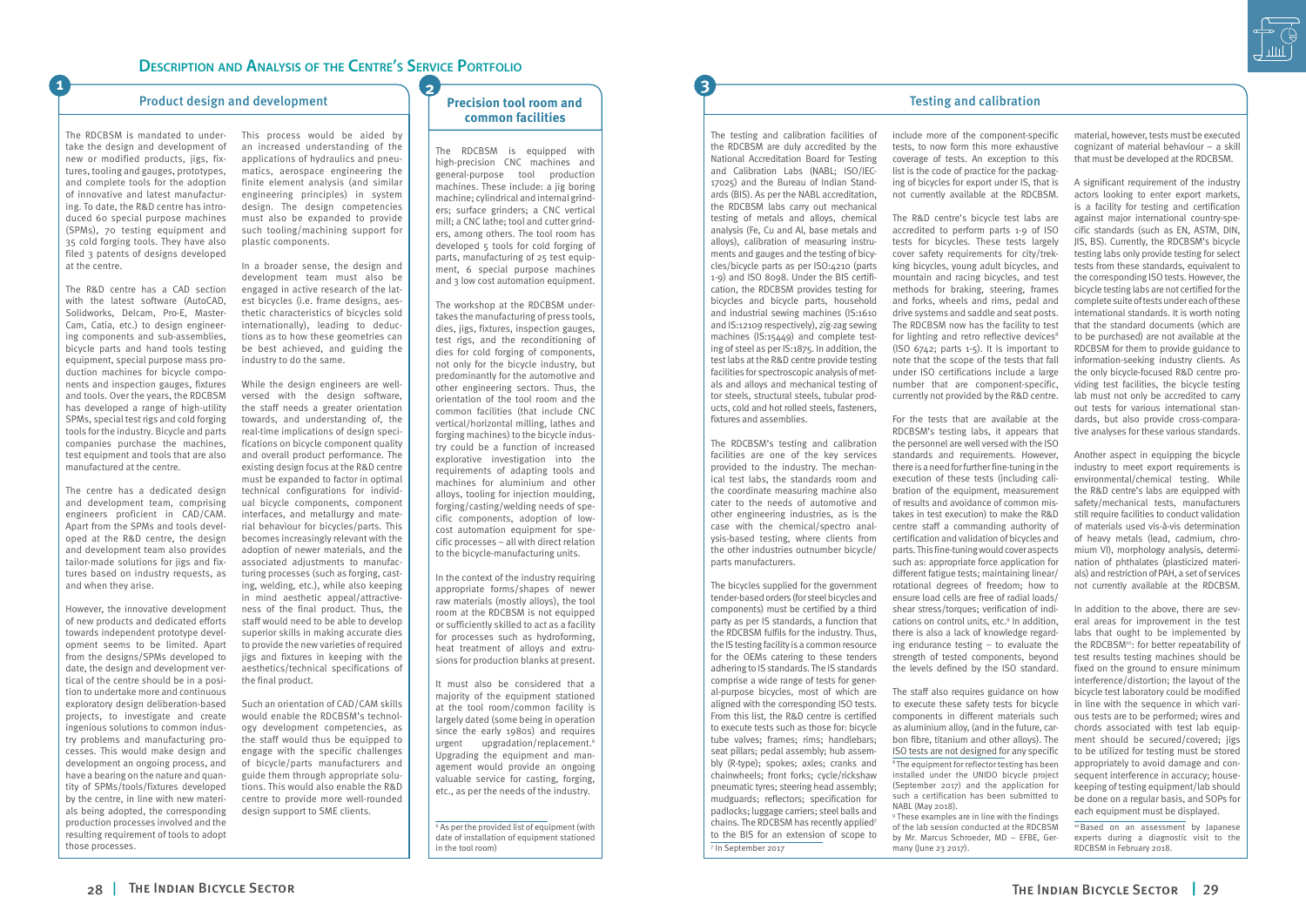# Description and Analysis of the Centre's Service Portfolio

## 1 Product design and development

The RDCBSM is mandated to undertake the design and development of new or modified products, jigs, fixtures, tooling and gauges, prototypes, and complete tools for the adoption of innovative and latest manufacturing. To date, the R&D centre has introduced 60 special purpose machines (SPMs), 70 testing equipment and 35 cold forging tools. They have also filed 3 patents of designs developed at the centre.

The R&D centre has a CAD section with the latest software (AutoCAD, Solidworks, Delcam, Pro-E, MasterCam, Catia, etc.) to design engineering components and sub-assemblies, bicycle parts and hand tools testing equipment, special purpose mass production machines for bicycle components and inspection gauges, fixtures and tools. Over the years, the RDCBSM has developed a range of high-utility SPMs, special test rigs and cold forging tools for the industry. Bicycle and parts companies purchase the machines, test equipment and tools that are also manufactured at the centre.

The centre has a dedicated design and development team, comprising engineers proficient in CAD/CAM. Apart from the SPMs and tools developed at the R&D centre, the design and development team also provides tailor-made solutions for jigs and fixtures based on industry requests, as and when they arise.

However, the innovative development of new products and dedicated efforts towards independent prototype development seems to be limited. Apart from the designs/SPMs developed to date, the design and development vertical of the centre should be in a position to undertake more and continuous exploratory design deliberation-based projects, to investigate and create ingenious solutions to common industry problems and manufacturing processes. This would make design and development an ongoing process, and have a bearing on the nature and quantity of SPMs/tools/fixtures developed by the centre, in line with new materials being adopted, the corresponding production processes involved and the resulting requirement of tools to adopt those processes.

This process would be aided by an increased understanding of the applications of hydraulics and pneumatics, aerospace engineering the finite element analysis (and similar engineering principles) in system design. The design competencies must also be expanded to provide such tooling/machining support for plastic components.

In a broader sense, the design and development team must also be engaged in active research of the latest bicycles (i.e. frame designs, aesthetic characteristics of bicycles sold internationally), leading to deductions as to how these geometries can be best achieved, and guiding the industry to do the same.

While the design engineers are well-versed with the design software, the staff needs a greater orientation towards, and understanding of, the real-time implications of design specifications on bicycle component quality and overall product performance. The existing design focus at the R&D centre must be expanded to factor in optimal technical configurations for individual bicycle components, component interfaces, and metallurgy and material behaviour for bicycles/parts. This becomes increasingly relevant with the adoption of newer materials, and the associated adjustments to manufacturing processes (such as forging, casting, welding, etc.), while also keeping in mind aesthetic appeal/attractiveness of the final product. Thus, the staff would need to be able to develop superior skills in making accurate dies to provide the new varieties of required jigs and fixtures in keeping with the aesthetics/technical specifications of the final product.

Such an orientation of CAD/CAM skills would enable the RDCBSM's technology development competencies, as the staff would thus be equipped to engage with the specific challenges of bicycle/parts manufacturers and guide them through appropriate solutions. This would also enable the R&D centre to provide more well-rounded design support to SME clients.

## 2 Precision tool room and common facilities

The RDCBSM is equipped with high-precision CNC machines and general-purpose tool production machines. These include: a jig boring machine; cylindrical and internal grinders; surface grinders; a CNC vertical mill; a CNC lathe; tool and cutter grinders, among others. The tool room has developed 5 tools for cold forging of parts, manufacturing of 25 test equipment, 6 special purpose machines and 3 low cost automation equipment.

The workshop at the RDCBSM undertakes the manufacturing of press tools, dies, jigs, fixtures, inspection gauges, test rigs, and the reconditioning of dies for cold forging of components, not only for the bicycle industry, but predominantly for the automotive and other engineering sectors. Thus, the orientation of the tool room and the common facilities (that include CNC vertical/horizontal milling, lathes and forging machines) to the bicycle industry could be a function of increased explorative investigation into the requirements of adapting tools and machines for aluminium and other alloys, tooling for injection moulding, forging/casting/welding needs of specific components, adoption of low-cost automation equipment for specific processes – all with direct relation to the bicycle-manufacturing units.

In the context of the industry requiring appropriate forms/shapes of newer raw materials (mostly alloys), the tool room at the RDCBSM is not equipped or sufficiently skilled to act as a facility for processes such as hydroforming, heat treatment of alloys and extrusions for production blanks at present.

It must also be considered that a majority of the equipment stationed at the tool room/common facility is largely dated (some being in operation since the early 1980s) and requires urgent upgradation/replacement.[6] Upgrading the equipment and management would provide an ongoing valuable service for casting, forging, etc., as per the needs of the industry.

[6] As per the provided list of equipment (with date of installation of equipment stationed in the tool room)

## 3 Testing and calibration

The testing and calibration facilities of the RDCBSM are duly accredited by the National Accreditation Board for Testing and Calibration Labs (NABL; ISO/IEC-17025) and the Bureau of Indian Standards (BIS). As per the NABL accreditation, the RDCBSM labs carry out mechanical testing of metals and alloys, chemical analysis (Fe, Cu and Al, base metals and alloys), calibration of measuring instruments and gauges and the testing of bicycles/bicycle parts as per ISO:4210 (parts 1-9) and ISO 8098. Under the BIS certification, the RDCBSM provides testing for bicycles and bicycle parts, household and industrial sewing machines (IS:1610 and IS:12109 respectively), zig-zag sewing machines (IS:15449) and complete testing of steel as per IS:1875. In addition, the test labs at the R&D centre provide testing facilities for spectroscopic analysis of metals and alloys and mechanical testing of tor steels, structural steels, tubular products, cold and hot rolled steels, fasteners, fixtures and assemblies.

The RDCBSM's testing and calibration facilities are one of the key services provided to the industry. The mechanical test labs, the standards room and the coordinate measuring machine also cater to the needs of automotive and other engineering industries, as is the case with the chemical/spectro analysis-based testing, where clients from the other industries outnumber bicycle/parts manufacturers.

The bicycles supplied for the government tender-based orders (for steel bicycles and components) must be certified by a third party as per IS standards, a function that the RDCBSM fulfils for the industry. Thus, the IS testing facility is a common resource for the OEMs catering to these tenders adhering to IS standards. The IS standards comprise a wide range of tests for general-purpose bicycles, most of which are aligned with the corresponding ISO tests. From this list, the R&D centre is certified to execute tests such as those for: bicycle tube valves; frames; rims; handlebars; seat pillars; pedal assembly; hub assembly (R-type); spokes; axles; cranks and chainwheels; front forks; cycle/rickshaw pneumatic tyres; steering head assembly; mudguards; reflectors; specification for padlocks; luggage carriers; steel balls and chains. The RDCBSM has recently applied[7] to the BIS for an extension of scope to include more of the component-specific tests, to now form this more exhaustive coverage of tests. An exception to this list is the code of practice for the packaging of bicycles for export under IS, that is not currently available at the RDCBSM.

[7] In September 2017

The R&D centre's bicycle test labs are accredited to perform parts 1-9 of ISO tests for bicycles. These tests largely cover safety requirements for city/trekking bicycles, young adult bicycles, and mountain and racing bicycles, and test methods for braking, steering, frames and forks, wheels and rims, pedal and drive systems and saddle and seat posts. The RDCBSM now has the facility to test for lighting and retro reflective devices[8] (ISO 6742; parts 1-5). It is important to note that the scope of the tests that fall under ISO certifications include a large number that are component-specific, currently not provided by the R&D centre.

For the tests that are available at the RDCBSM's testing labs, it appears that the personnel are well versed with the ISO standards and requirements. However, there is a need for further fine-tuning in the execution of these tests (including calibration of the equipment, measurement of results and avoidance of common mistakes in test execution) to make the R&D centre staff a commanding authority of certification and validation of bicycles and parts. This fine-tuning would cover aspects such as: appropriate force application for different fatigue tests; maintaining linear/rotational degrees of freedom; how to ensure load cells are free of radial loads/shear stress/torques; verification of indications on control units, etc.[9] In addition, there is also a lack of knowledge regarding endurance testing – to evaluate the strength of tested components, beyond the levels defined by the ISO standard.

The staff also requires guidance on how to execute these safety tests for bicycle components in different materials such as aluminium alloy, (and in the future, carbon fibre, titanium and other alloys). The ISO tests are not designed for any specific material, however, tests must be executed cognizant of material behaviour – a skill that must be developed at the RDCBSM.

[8] The equipment for reflector testing has been installed under the UNIDO bicycle project (September 2017) and the application for such a certification has been submitted to NABL (May 2018).

[9] These examples are in line with the findings of the lab session conducted at the RDCBSM by Mr. Marcus Schroeder, MD – EFBE, Germany (June 23 2017).

A significant requirement of the industry actors looking to enter export markets, is a facility for testing and certification against major international country-specific standards (such as EN, ASTM, DIN, JIS, BS). Currently, the RDCBSM's bicycle testing labs only provide testing for select tests from these standards, equivalent to the corresponding ISO tests. However, the bicycle testing labs are not certified for the complete suite of tests under each of these international standards. It is worth noting that the standard documents (which are to be purchased) are not available at the RDCBSM for them to provide guidance to information-seeking industry clients. As the only bicycle-focused R&D centre providing test facilities, the bicycle testing lab must not only be accredited to carry out tests for various international standards, but also provide cross-comparative analyses for these various standards.

Another aspect in equipping the bicycle industry to meet export requirements is environmental/chemical testing. While the R&D centre's labs are equipped with safety/mechanical tests, manufacturers still require facilities to conduct validation of materials used vis-à-vis determination of heavy metals (lead, cadmium, chromium VI), morphology analysis, determination of phthalates (plasticized materials) and restriction of PAH, a set of services not currently available at the RDCBSM.

In addition to the above, there are several areas for improvement in the test labs that ought to be implemented by the RDCBSM[10]: for better repeatability of test results testing machines should be fixed on the ground to ensure minimum interference/distortion; the layout of the bicycle test laboratory could be modified in line with the sequence in which various tests are to be performed; wires and chords associated with test lab equipment should be secured/covered; jigs to be utilized for testing must be stored appropriately to avoid damage and consequent interference in accuracy; housekeeping of testing equipment/lab should be done on a regular basis, and SOPs for each equipment must be displayed.

[10] Based on an assessment by Japanese experts during a diagnostic visit to the RDCBSM in February 2018.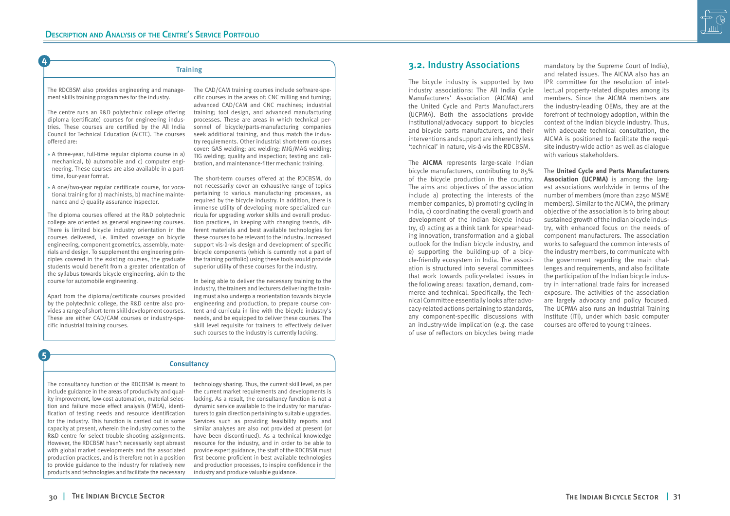## 4 Training

The RDCBSM also provides engineering and management skills training programmes for the industry.

The centre runs an R&D polytechnic college offering diploma (certificate) courses for engineering industries. These courses are certified by the All India Council for Technical Education (AICTE). The courses offered are:

- A three-year, full-time regular diploma course in a) mechanical, b) automobile and c) computer engineering. These courses are also available in a part-time, four-year format.
- A one/two-year regular certificate course, for vocational training for a) machinists, b) machine maintenance and c) quality assurance inspector.

The diploma courses offered at the R&D polytechnic college are oriented as general engineering courses. There is limited bicycle industry orientation in the courses delivered, i.e. limited coverage on bicycle engineering, component geometrics, assembly, materials and design. To supplement the engineering principles covered in the existing courses, the graduate students would benefit from a greater orientation of the syllabus towards bicycle engineering, akin to the course for automobile engineering.

Apart from the diploma/certificate courses provided by the polytechnic college, the R&D centre also provides a range of short-term skill development courses. These are either CAD/CAM courses or industry-specific industrial training courses.

The CAD/CAM training courses include software-specific courses in the areas of: CNC milling and turning; advanced CAD/CAM and CNC machines; industrial training; tool design, and advanced manufacturing processes. These are areas in which technical personnel of bicycle/parts-manufacturing companies seek additional training, and thus match the industry requirements. Other industrial short-term courses cover: GAS welding; arc welding; MIG/MAG welding; TIG welding; quality and inspection; testing and calibration, and maintenance-fitter mechanic training.

The short-term courses offered at the RDCBSM, do not necessarily cover an exhaustive range of topics pertaining to various manufacturing processes, as required by the bicycle industry. In addition, there is immense utility of developing more specialized curricula for upgrading worker skills and overall production practices, in keeping with changing trends, different materials and best available technologies for these courses to be relevant to the industry. Increased support vis-à-vis design and development of specific bicycle components (which is currently not a part of the training portfolio) using these tools would provide superior utility of these courses for the industry.

In being able to deliver the necessary training to the industry, the trainers and lecturers delivering the training must also undergo a reorientation towards bicycle engineering and production, to prepare course content and curricula in line with the bicycle industry's needs, and be equipped to deliver these courses. The skill level requisite for trainers to effectively deliver such courses to the industry is currently lacking.

## 5 Consultancy

The consultancy function of the RDCBSM is meant to include guidance in the areas of productivity and quality improvement, low-cost automation, material selection and failure mode effect analysis (FMEA), identification of testing needs and resource identification for the industry. This function is carried out in some capacity at present, wherein the industry comes to the R&D centre for select trouble shooting assignments. However, the RDCBSM hasn't necessarily kept abreast with global market developments and the associated production practices, and is therefore not in a position to provide guidance to the industry for relatively new products and technologies and facilitate the necessary technology sharing. Thus, the current skill level, as per the current market requirements and developments is lacking. As a result, the consultancy function is not a dynamic service available to the industry for manufacturers to gain direction pertaining to suitable upgrades. Services such as providing feasibility reports and similar analyses are also not provided at present (or have been discontinued). As a technical knowledge resource for the industry, and in order to be able to provide expert guidance, the staff of the RDCBSM must first become proficient in best available technologies and production processes, to inspire confidence in the industry and produce valuable guidance.

## 3.2. Industry Associations

The bicycle industry is supported by two industry associations: The All India Cycle Manufacturers' Association (AICMA) and the United Cycle and Parts Manufacturers (UCPMA). Both the associations provide institutional/advocacy support to bicycles and bicycle parts manufacturers, and their interventions and support are inherently less 'technical' in nature, vis-à-vis the RDCBSM.

The **AICMA** represents large-scale Indian bicycle manufacturers, contributing to 85% of the bicycle production in the country. The aims and objectives of the association include a) protecting the interests of the member companies, b) promoting cycling in India, c) coordinating the overall growth and development of the Indian bicycle industry, d) acting as a think tank for spearheading innovation, transformation and a global outlook for the Indian bicycle industry, and e) supporting the building-up of a bicycle-friendly ecosystem in India. The association is structured into several committees that work towards policy-related issues in the following areas: taxation, demand, commerce and technical. Specifically, the Technical Committee essentially looks after advocacy-related actions pertaining to standards, any component-specific discussions with an industry-wide implication (e.g. the case of use of reflectors on bicycles being made mandatory by the Supreme Court of India), and related issues. The AICMA also has an IPR committee for the resolution of intellectual property-related disputes among its members. Since the AICMA members are the industry-leading OEMs, they are at the forefront of technology adoption, within the context of the Indian bicycle industry. Thus, with adequate technical consultation, the AICMA is positioned to facilitate the requisite industry-wide action as well as dialogue with various stakeholders.

The **United Cycle and Parts Manufacturers Association (UCPMA)** is among the largest associations worldwide in terms of the number of members (more than 2250 MSME members). Similar to the AICMA, the primary objective of the association is to bring about sustained growth of the Indian bicycle industry, with enhanced focus on the needs of component manufacturers. The association works to safeguard the common interests of the industry members, to communicate with the government regarding the main challenges and requirements, and also facilitate the participation of the Indian bicycle industry in international trade fairs for increased exposure. The activities of the association are largely advocacy and policy focused. The UCPMA also runs an Industrial Training Institute (ITI), under which basic computer courses are offered to young trainees.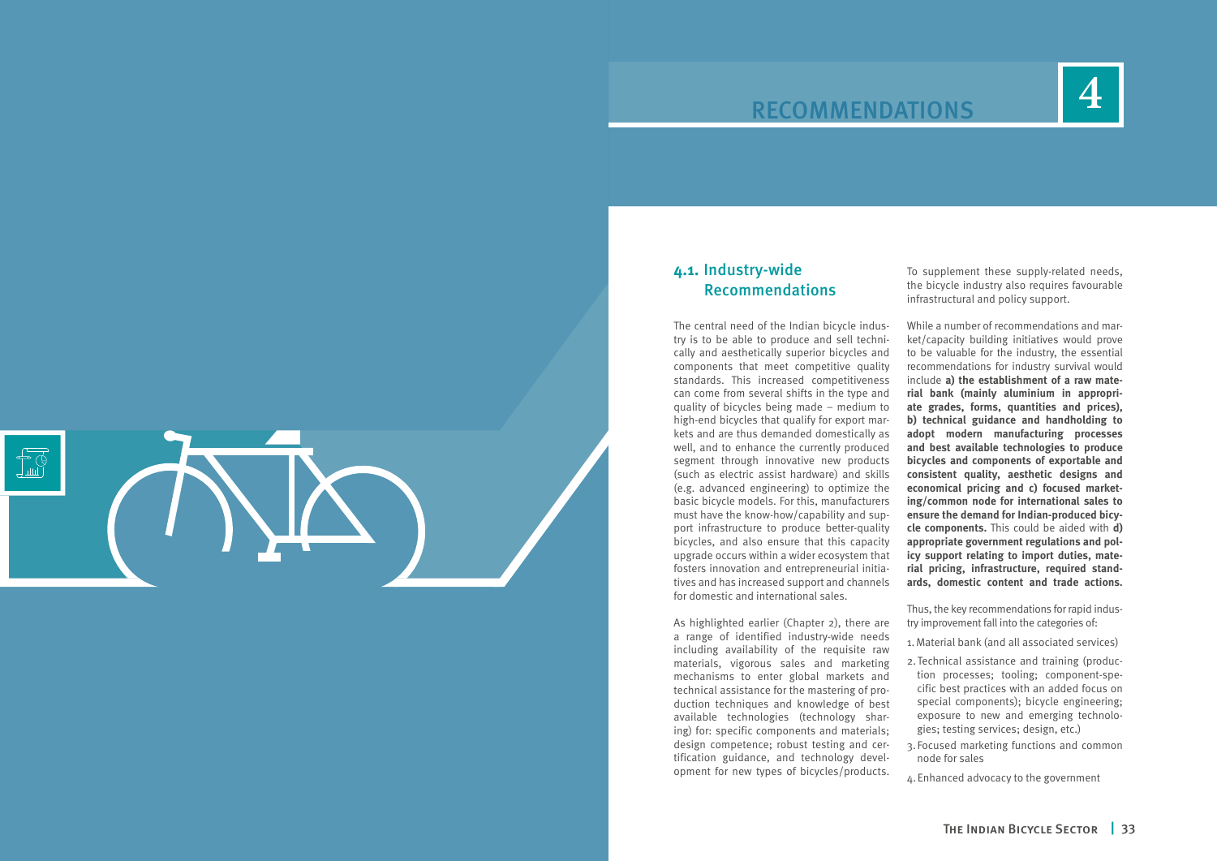# 4 RECOMMENDATIONS

## 4.1. Industry-wide Recommendations

The central need of the Indian bicycle industry is to be able to produce and sell technically and aesthetically superior bicycles and components that meet competitive quality standards. This increased competitiveness can come from several shifts in the type and quality of bicycles being made – medium to high-end bicycles that qualify for export markets and are thus demanded domestically as well, and to enhance the currently produced segment through innovative new products (such as electric assist hardware) and skills (e.g. advanced engineering) to optimize the basic bicycle models. For this, manufacturers must have the know-how/capability and support infrastructure to produce better-quality bicycles, and also ensure that this capacity upgrade occurs within a wider ecosystem that fosters innovation and entrepreneurial initiatives and has increased support and channels for domestic and international sales.

As highlighted earlier (Chapter 2), there are a range of identified industry-wide needs including availability of the requisite raw materials, vigorous sales and marketing mechanisms to enter global markets and technical assistance for the mastering of production techniques and knowledge of best available technologies (technology sharing) for: specific components and materials; design competence; robust testing and certification guidance, and technology development for new types of bicycles/products.

To supplement these supply-related needs, the bicycle industry also requires favourable infrastructural and policy support.

While a number of recommendations and market/capacity building initiatives would prove to be valuable for the industry, the essential recommendations for industry survival would include **a) the establishment of a raw material bank (mainly aluminium in appropriate grades, forms, quantities and prices), b) technical guidance and handholding to adopt modern manufacturing processes and best available technologies to produce bicycles and components of exportable and consistent quality, aesthetic designs and economical pricing and c) focused marketing/common node for international sales to ensure the demand for Indian-produced bicycle components.** This could be aided with **d) appropriate government regulations and policy support relating to import duties, material pricing, infrastructure, required standards, domestic content and trade actions.**

Thus, the key recommendations for rapid industry improvement fall into the categories of:

1. Material bank (and all associated services)
2. Technical assistance and training (production processes; tooling; component-specific best practices with an added focus on special components); bicycle engineering; exposure to new and emerging technologies; testing services; design, etc.)
3. Focused marketing functions and common node for sales
4. Enhanced advocacy to the government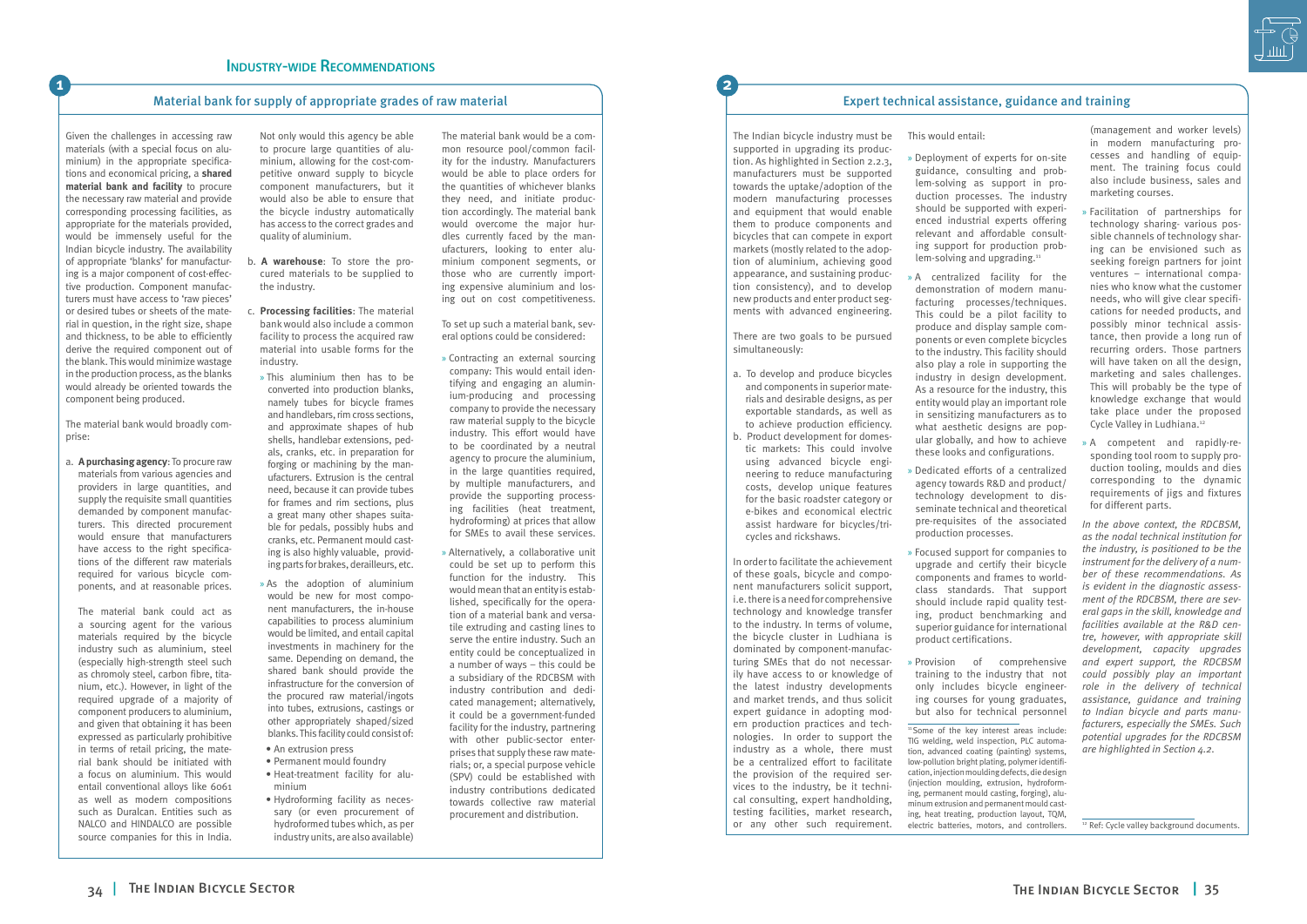## Industry-wide Recommendations

### 1 Material bank for supply of appropriate grades of raw material

Given the challenges in accessing raw materials (with a special focus on aluminium) in the appropriate specifications and economical pricing, a **shared material bank and facility** to procure the necessary raw material and provide corresponding processing facilities, as appropriate for the materials provided, would be immensely useful for the Indian bicycle industry. The availability of appropriate 'blanks' for manufacturing is a major component of cost-effective production. Component manufacturers must have access to 'raw pieces' or desired tubes or sheets of the material in question, in the right size, shape and thickness, to be able to efficiently derive the required component out of the blank. This would minimize wastage in the production process, as the blanks would already be oriented towards the component being produced.

The material bank would broadly comprise:

a. **A purchasing agency**: To procure raw materials from various agencies and providers in large quantities, and supply the requisite small quantities demanded by component manufacturers. This directed procurement would ensure that manufacturers have access to the right specifications of the different raw materials required for various bicycle components, and at reasonable prices.

   The material bank could act as a sourcing agent for the various materials required by the bicycle industry such as aluminium, steel (especially high-strength steel such as chromoly steel, carbon fibre, titanium, etc.). However, in light of the required upgrade of a majority of component producers to aluminium, and given that obtaining it has been expressed as particularly prohibitive in terms of retail pricing, the material bank should be initiated with a focus on aluminium. This would entail conventional alloys like 6061 as well as modern compositions such as Duralcan. Entities such as NALCO and HINDALCO are possible source companies for this in India.

   Not only would this agency be able to procure large quantities of aluminium, allowing for the cost-competitive onward supply to bicycle component manufacturers, but it would also be able to ensure that the bicycle industry automatically has access to the correct grades and quality of aluminium.

b. **A warehouse**: To store the procured materials to be supplied to the industry.

c. **Processing facilities**: The material bank would also include a common facility to process the acquired raw material into usable forms for the industry.
   - This aluminium then has to be converted into production blanks, namely tubes for bicycle frames and handlebars, rim cross sections, and approximate shapes of hub shells, handlebar extensions, pedals, cranks, etc. in preparation for forging or machining by the manufacturers. Extrusion is the central need, because it can provide tubes for frames and rim sections, plus a great many other shapes suitable for pedals, possibly hubs and cranks, etc. Permanent mould casting is also highly valuable, providing parts for brakes, derailleurs, etc.
   - As the adoption of aluminium would be new for most component manufacturers, the in-house capabilities to process aluminium would be limited, and entail capital investments in machinery for the same. Depending on demand, the shared bank should provide the infrastructure for the conversion of the procured raw material/ingots into tubes, extrusions, castings or other appropriately shaped/sized blanks. This facility could consist of:
     - An extrusion press
     - Permanent mould foundry
     - Heat-treatment facility for aluminium
     - Hydroforming facility as necessary (or even procurement of hydroformed tubes which, as per industry units, are also available)

The material bank would be a common resource pool/common facility for the industry. Manufacturers would be able to place orders for the quantities of whichever blanks they need, and initiate production accordingly. The material bank would overcome the major hurdles currently faced by the manufacturers, looking to enter aluminium component segments, or those who are currently importing expensive aluminium and losing out on cost competitiveness.

To set up such a material bank, several options could be considered:

- Contracting an external sourcing company: This would entail identifying and engaging an aluminium-producing and processing company to provide the necessary raw material supply to the bicycle industry. This effort would have to be coordinated by a neutral agency to procure the aluminium, in the large quantities required, by multiple manufacturers, and provide the supporting processing facilities (heat treatment, hydroforming) at prices that allow for SMEs to avail these services.
- Alternatively, a collaborative unit could be set up to perform this function for the industry. This would mean that an entity is established, specifically for the operation of a material bank and versatile extruding and casting lines to serve the entire industry. Such an entity could be conceptualized in a number of ways – this could be a subsidiary of the RDCBSM with industry contribution and dedicated management; alternatively, it could be a government-funded facility for the industry, partnering with other public-sector enterprises that supply these raw materials; or, a special purpose vehicle (SPV) could be established with industry contributions dedicated towards collective raw material procurement and distribution.

### 2 Expert technical assistance, guidance and training

The Indian bicycle industry must be supported in upgrading its production. As highlighted in Section 2.2.3, manufacturers must be supported towards the uptake/adoption of the modern manufacturing processes and equipment that would enable them to produce components and bicycles that can compete in export markets (mostly related to the adoption of aluminium, achieving good appearance, and sustaining production consistency), and to develop new products and enter product segments with advanced engineering.

There are two goals to be pursued simultaneously:

a. To develop and produce bicycles and components in superior materials and desirable designs, as per exportable standards, as well as to achieve production efficiency.
b. Product development for domestic markets: This could involve using advanced bicycle engineering to reduce manufacturing costs, develop unique features for the basic roadster category or e-bikes and economical electric assist hardware for bicycles/tricycles and rickshaws.

In order to facilitate the achievement of these goals, bicycle and component manufacturers must solicit support, i.e. there is a need for comprehensive technology and knowledge transfer to the industry. In terms of volume, the bicycle cluster in Ludhiana is dominated by component-manufacturing SMEs that do not necessarily have access to or knowledge of the latest industry developments and market trends, and thus solicit expert guidance in adopting modern production practices and technologies. In order to support the industry as a whole, there must be a centralized effort to facilitate the provision of the required services to the industry, be it technical consulting, expert handholding, testing facilities, market research, or any other such requirement.

This would entail:

- Deployment of experts for on-site guidance, consulting and problem-solving as support in production processes. The industry should be supported with experienced industrial experts offering relevant and affordable consulting support for production problem-solving and upgrading.[11]
- A centralized facility for the demonstration of modern manufacturing processes/techniques. This could be a pilot facility to produce and display sample components or even complete bicycles to the industry. This facility should also play a role in supporting the industry in design development. As a resource for the industry, this entity would play an important role in sensitizing manufacturers as to what aesthetic designs are popular globally, and how to achieve these looks and configurations.
- Dedicated efforts of a centralized agency towards R&D and product/technology development to disseminate technical and theoretical pre-requisites of the associated production processes.
- Focused support for companies to upgrade and certify their bicycle components and frames to world-class standards. That support should include rapid quality testing, product benchmarking and superior guidance for international product certifications.
- Provision of comprehensive training to the industry that not only includes bicycle engineering courses for young graduates, but also for technical personnel (management and worker levels) in modern manufacturing processes and handling of equipment. The training focus could also include business, sales and marketing courses.
- Facilitation of partnerships for technology sharing- various possible channels of technology sharing can be envisioned such as seeking foreign partners for joint ventures – international companies who know what the customer needs, who will give clear specifications for needed products, and possibly minor technical assistance, then provide a long run of recurring orders. Those partners will have taken on all the design, marketing and sales challenges. This will probably be the type of knowledge exchange that would take place under the proposed Cycle Valley in Ludhiana.[12]
- A competent and rapidly-responding tool room to supply production tooling, moulds and dies corresponding to the dynamic requirements of jigs and fixtures for different parts.

*In the above context, the RDCBSM, as the nodal technical institution for the industry, is positioned to be the instrument for the delivery of a number of these recommendations. As is evident in the diagnostic assessment of the RDCBSM, there are several gaps in the skill, knowledge and facilities available at the R&D centre, however, with appropriate skill development, capacity upgrades and expert support, the RDCBSM could possibly play an important role in the delivery of technical assistance, guidance and training to Indian bicycle and parts manufacturers, especially the SMEs. Such potential upgrades for the RDCBSM are highlighted in Section 4.2.*

[11] Some of the key interest areas include: TIG welding, weld inspection, PLC automation, advanced coating (painting) systems, low-pollution bright plating, polymer identification, injection moulding defects, die design (injection moulding, extrusion, hydroforming, permanent mould casting, forging), aluminium extrusion and permanent mould casting, heat treating, production layout, TQM, electric batteries, motors, and controllers.

[12] Ref: Cycle valley background documents.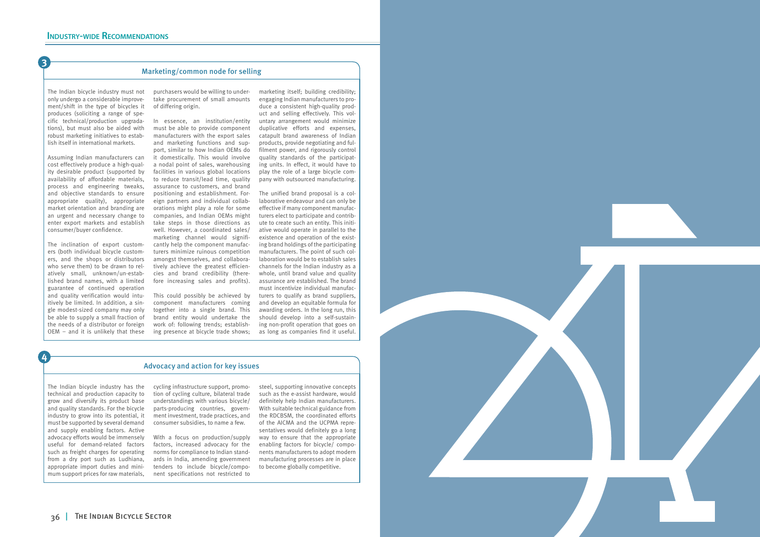## Industry-wide Recommendations

### 3 Marketing/common node for selling

The Indian bicycle industry must not only undergo a considerable improvement/shift in the type of bicycles it produces (soliciting a range of specific technical/production upgradations), but must also be aided with robust marketing initiatives to establish itself in international markets.

Assuming Indian manufacturers can cost effectively produce a high-quality desirable product (supported by availability of affordable materials, process and engineering tweaks, and objective standards to ensure appropriate quality), appropriate market orientation and branding are an urgent and necessary change to enter export markets and establish consumer/buyer confidence.

The inclination of export customers (both individual bicycle customers, and the shops or distributors who serve them) to be drawn to relatively small, unknown/un-established brand names, with a limited guarantee of continued operation and quality verification would intuitively be limited. In addition, a single modest-sized company may only be able to supply a small fraction of the needs of a distributor or foreign OEM – and it is unlikely that these purchasers would be willing to undertake procurement of small amounts of differing origin.

In essence, an institution/entity must be able to provide component manufacturers with the export sales and marketing functions and support, similar to how Indian OEMs do it domestically. This would involve a nodal point of sales, warehousing facilities in various global locations to reduce transit/lead time, quality assurance to customers, and brand positioning and establishment. Foreign partners and individual collaborations might play a role for some companies, and Indian OEMs might take steps in those directions as well. However, a coordinated sales/marketing channel would significantly help the component manufacturers minimize ruinous competition amongst themselves, and collaboratively achieve the greatest efficiencies and brand credibility (therefore increasing sales and profits).

This could possibly be achieved by component manufacturers coming together into a single brand. This brand entity would undertake the work of: following trends; establishing presence at bicycle trade shows; marketing itself; building credibility; engaging Indian manufacturers to produce a consistent high-quality product and selling effectively. This voluntary arrangement would minimize duplicative efforts and expenses, catapult brand awareness of Indian products, provide negotiating and fulfilment power, and rigorously control quality standards of the participating units. In effect, it would have to play the role of a large bicycle company with outsourced manufacturing.

The unified brand proposal is a collaborative endeavour and can only be effective if many component manufacturers elect to participate and contribute to create such an entity. This initiative would operate in parallel to the existence and operation of the existing brand holdings of the participating manufacturers. The point of such collaboration would be to establish sales channels for the Indian industry as a whole, until brand value and quality assurance are established. The brand must incentivize individual manufacturers to qualify as brand suppliers, and develop an equitable formula for awarding orders. In the long run, this should develop into a self-sustaining non-profit operation that goes on as long as companies find it useful.

### 4 Advocacy and action for key issues

The Indian bicycle industry has the technical and production capacity to grow and diversify its product base and quality standards. For the bicycle industry to grow into its potential, it must be supported by several demand and supply enabling factors. Active advocacy efforts would be immensely useful for demand-related factors such as freight charges for operating from a dry port such as Ludhiana, appropriate import duties and minimum support prices for raw materials, cycling infrastructure support, promotion of cycling culture, bilateral trade understandings with various bicycle/parts-producing countries, government investment, trade practices, and consumer subsidies, to name a few.

With a focus on production/supply factors, increased advocacy for the norms for compliance to Indian standards in India, amending government tenders to include bicycle/component specifications not restricted to steel, supporting innovative concepts such as the e-assist hardware, would definitely help Indian manufacturers. With suitable technical guidance from the RDCBSM, the coordinated efforts of the AICMA and the UCPMA representatives would definitely go a long way to ensure that the appropriate enabling factors for bicycle/ components manufacturers to adopt modern manufacturing processes are in place to become globally competitive.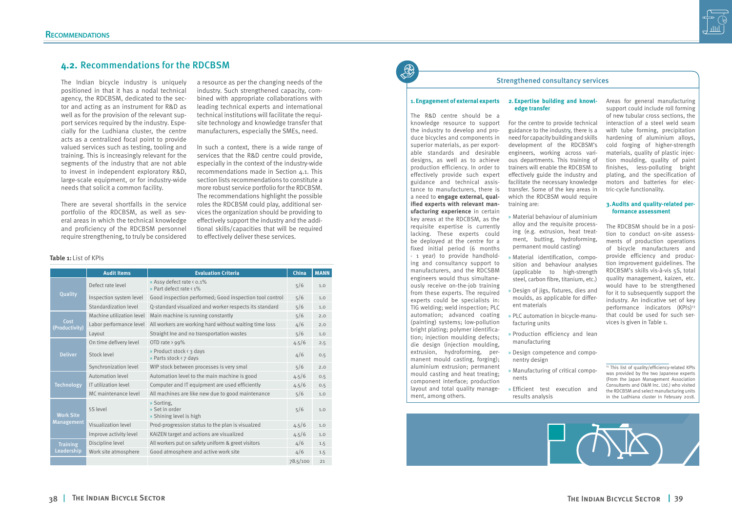## 4.2. Recommendations for the RDCBSM

The Indian bicycle industry is uniquely positioned in that it has a nodal technical agency, the RDCBSM, dedicated to the sector and acting as an instrument for R&D as well as for the provision of the relevant support services required by the industry. Especially for the Ludhiana cluster, the centre acts as a centralized focal point to provide valued services such as testing, tooling and training. This is increasingly relevant for the segments of the industry that are not able to invest in independent exploratory R&D, large-scale equipment, or for industry-wide needs that solicit a common facility.

There are several shortfalls in the service portfolio of the RDCBSM, as well as several areas in which the technical knowledge and proficiency of the RDCBSM personnel require strengthening, to truly be considered a resource as per the changing needs of the industry. Such strengthened capacity, combined with appropriate collaborations with leading technical experts and international technical institutions will facilitate the requisite technology and knowledge transfer that manufacturers, especially the SMEs, need.

In such a context, there is a wide range of services that the R&D centre could provide, especially in the context of the industry-wide recommendations made in Section 4.1. This section lists recommendations to constitute a more robust service portfolio for the RDCBSM. The recommendations highlight the possible roles the RDCBSM could play, additional services the organization should be providing to effectively support the industry and the additional skills/capacities that will be required to effectively deliver these services.

**Table 1:** List of KPIs

| | Audit Items | Evaluation Criteria | China | MANN |
|---|---|---|---|---|
| Quality | Defect rate level | » Assy defect rate < 0.1%<br>» Part defect rate < 1% | 5/6 | 1.0 |
| | Inspection system level | Good inspection performed; Good inspection tool control | 5/6 | 1.0 |
| | Standardization level | Q-standard visualized and worker respects its standard | 5/6 | 1.0 |
| Cost (Productivity) | Machine utilization level | Main machine is running constantly | 5/6 | 2.0 |
| | Labor performance level | All workers are working hard without waiting time loss | 4/6 | 2.0 |
| | Layout | Straight lne and no transportation wastes | 5/6 | 1.0 |
| Deliver | On time defivery level | OTD rate > 99% | 4.5/6 | 2.5 |
| | Stock level | » Product stock < 3 days<br>» Parts stock < 7 days | 4/6 | 0.5 |
| | Synchronization level | WIP stock between processes is very smal | 5/6 | 2.0 |
| Technology | Automation level | Automation level to the main machine is good | 4.5/6 | 0.5 |
| | IT utilization level | Computer and IT equipment are used efficiently | 4.5/6 | 0.5 |
| | MC maintenance level | All machines are like new due to good maintenance | 5/6 | 1.0 |
| Work Site Management | 5S level | » Sorting,<br>» Set in order<br>» Shining level is high | 5/6 | 1.0 |
| | Visualization level | Prod-progression status to the plan is visualzed | 4.5/6 | 1.0 |
| | Improve activity level | KAIZEN target and actions are visualized | 4.5/6 | 1.0 |
| Training Leadership | Discipline level | All workers put on safety uniform & greet visitors | 4/6 | 1.5 |
| | Work site atmosphere | Good atmosphere and active work site | 4/6 | 1.5 |
| | | | 78.5/100 | 21 |

### Strengthened consultancy services

**1. Engagement of external experts**

The R&D centre should be a knowledge resource to support the industry to develop and produce bicycles and components in superior materials, as per exportable standards and desirable designs, as well as to achieve production efficiency. In order to effectively provide such expert guidance and technical assistance to manufacturers, there is a need to **engage external, qualified experts with relevant manufacturing experience** in certain key areas at the RDCBSM, as the requisite expertise is currently lacking. These experts could be deployed at the centre for a fixed initial period (6 months - 1 year) to provide handholding and consultancy support to manufacturers, and the RDCSBM engineers would thus simultaneously receive on-the-job training from these experts. The required experts could be specialists in: TIG welding; weld inspection; PLC automation; advanced coating (painting) systems; low-pollution bright plating; polymer identification; injection moulding defects; die design (injection moulding, extrusion, hydroforming, permanent mould casting, forging); aluminium extrusion; permanent mould casting and heat treating; component interface; production layout and total quality management, among others.

**2. Expertise building and knowledge transfer**

For the centre to provide technical guidance to the industry, there is a need for capacity building and skills development of the RDCBSM's engineers, working across various departments. This training of trainers will enable the RDCBSM to effectively guide the industry and facilitate the necessary knowledge transfer. Some of the key areas in which the RDCBSM would require training are:

- Material behaviour of aluminium alloy and the requisite processing (e.g. extrusion, heat treatment, butting, hydroforming, permanent mould casting)
- Material identification, composition and behaviour analyses (applicable to high-strength steel, carbon fibre, titanium, etc.)
- Design of jigs, fixtures, dies and moulds, as applicable for different materials
- PLC automation in bicycle-manufacturing units
- Production efficiency and lean manufacturing
- Design competence and component design
- Manufacturing of critical components
- Efficient test execution and results analysis

Areas for general manufacturing support could include roll forming of new tubular cross sections, the interaction of a steel weld seam with tube forming, precipitation hardening of aluminium alloys, cold forging of higher-strength materials, quality of plastic injection moulding, quality of paint finishes, less-polluting bright plating, and the specification of motors and batteries for electric-cycle functionality.

**3. Audits and quality-related performance assessment**

The RDCBSM should be in a position to conduct on-site assessments of production operations of bicycle manufacturers and provide efficiency and production improvement guidelines. The RDCBSM's skills vis-à-vis 5S, total quality management, kaizen, etc. would have to be strengthened for it to subsequently support the industry. An indicative set of key performance indicators (KPIs)[13] that could be used for such services is given in Table 1.

[13] This list of quality/efficiency-related KPIs was provided by the two Japanese experts (From the Japan Management Association Consultants and O&M Inc. Ltd.) who visited the RDCBSM and select manufacturing units in the Ludhiana cluster in February 2018.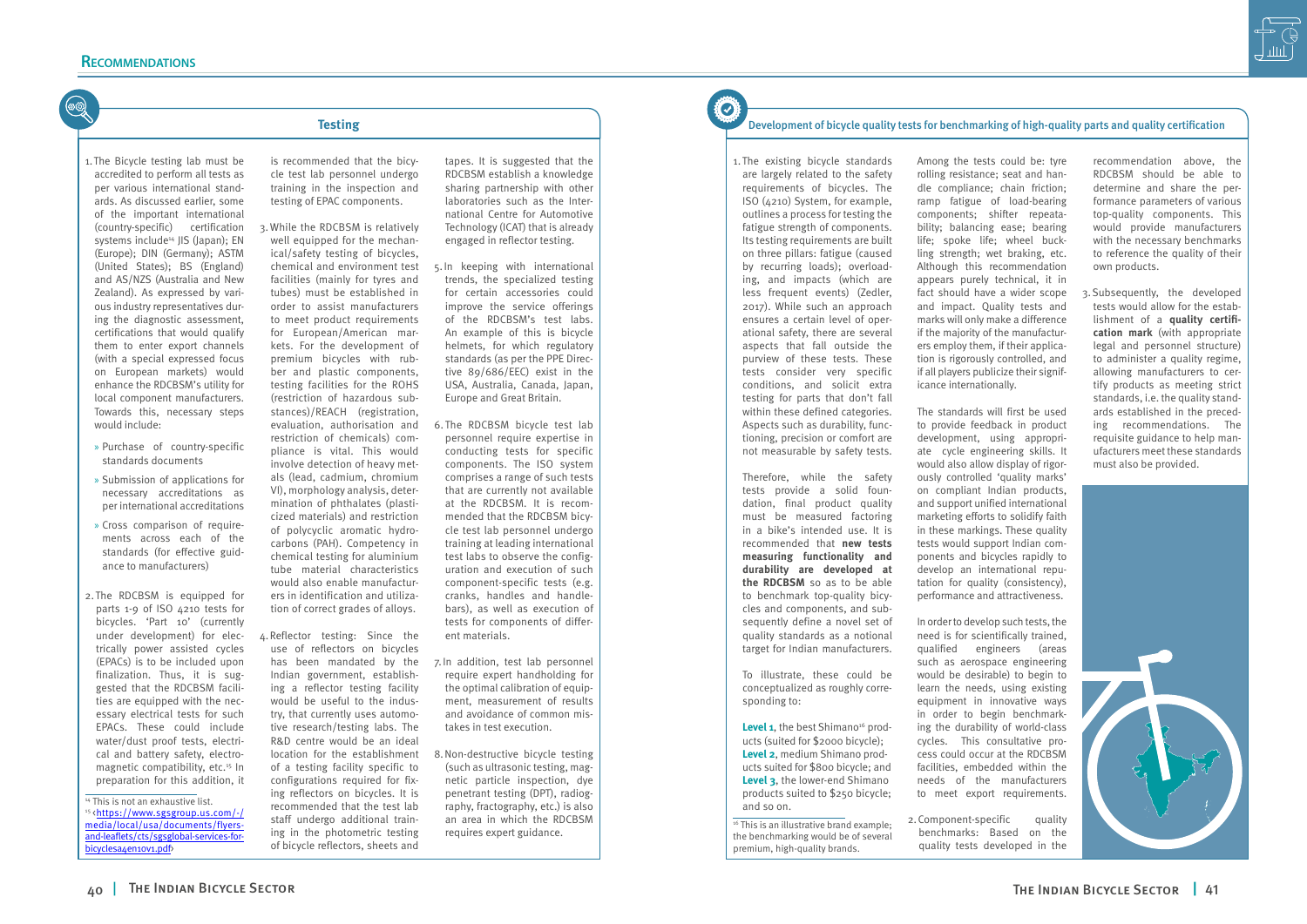## Recommendations

### Testing

1. The Bicycle testing lab must be accredited to perform all tests as per various international standards. As discussed earlier, some of the important international (country-specific) certification systems include[14] JIS (Japan); EN (Europe); DIN (Germany); ASTM (United States); BS (England) and AS/NZS (Australia and New Zealand). As expressed by various industry representatives during the diagnostic assessment, certifications that would qualify them to enter export channels (with a special expressed focus on European markets) would enhance the RDCBSM's utility for local component manufacturers. Towards this, necessary steps would include:

   » Purchase of country-specific standards documents

   » Submission of applications for necessary accreditations as per international accreditations

   » Cross comparison of requirements across each of the standards (for effective guidance to manufacturers)

2. The RDCBSM is equipped for parts 1-9 of ISO 4210 tests for bicycles. 'Part 10' (currently under development) for electrically power assisted cycles (EPACs) is to be included upon finalization. Thus, it is suggested that the RDCBSM facilities are equipped with the necessary electrical tests for such EPACs. These could include water/dust proof tests, electrical and battery safety, electromagnetic compatibility, etc.[15] In preparation for this addition, it is recommended that the bicycle test lab personnel undergo training in the inspection and testing of EPAC components.

3. While the RDCBSM is relatively well equipped for the mechanical/safety testing of bicycles, chemical and environment test facilities (mainly for tyres and tubes) must be established in order to assist manufacturers to meet product requirements for European/American markets. For the development of premium bicycles with rubber and plastic components, testing facilities for the ROHS (restriction of hazardous substances)/REACH (registration, evaluation, authorisation and restriction of chemicals) compliance is vital. This would involve detection of heavy metals (lead, cadmium, chromium VI), morphology analysis, determination of phthalates (plasticized materials) and restriction of polycyclic aromatic hydrocarbons (PAH). Competency in chemical testing for aluminium tube material characteristics would also enable manufacturers in identification and utilization of correct grades of alloys.

4. Reflector testing: Since the use of reflectors on bicycles has been mandated by the Indian government, establishing a reflector testing facility would be useful to the industry, that currently uses automotive research/testing labs. The R&D centre would be an ideal location for the establishment of a testing facility specific to configurations required for fixing reflectors on bicycles. It is recommended that the test lab staff undergo additional training in the photometric testing of bicycle reflectors, sheets and tapes. It is suggested that the RDCBSM establish a knowledge sharing partnership with other laboratories such as the International Centre for Automotive Technology (ICAT) that is already engaged in reflector testing.

5. In keeping with international trends, the specialized testing for certain accessories could improve the service offerings of the RDCBSM's test labs. An example of this is bicycle helmets, for which regulatory standards (as per the PPE Directive 89/686/EEC) exist in the USA, Australia, Canada, Japan, Europe and Great Britain.

6. The RDCBSM bicycle test lab personnel require expertise in conducting tests for specific components. The ISO system comprises a range of such tests that are currently not available at the RDCBSM. It is recommended that the RDCBSM bicycle test lab personnel undergo training at leading international test labs to observe the configuration and execution of such component-specific tests (e.g. cranks, handles and handlebars), as well as execution of tests for components of different materials.

7. In addition, test lab personnel require expert handholding for the optimal calibration of equipment, measurement of results and avoidance of common mistakes in test execution.

8. Non-destructive bicycle testing (such as ultrasonic testing, magnetic particle inspection, dye penetrant testing (DPT), radiography, fractography, etc.) is also an area in which the RDCBSM requires expert guidance.

[14] This is not an exhaustive list.

[15] <https://www.sgsgroup.us.com/-/media/local/usa/documents/flyers-and-leaflets/cts/sgsglobal-services-for-bicyclesa4en10v1.pdf>

### Development of bicycle quality tests for benchmarking of high-quality parts and quality certification

1. The existing bicycle standards are largely related to the safety requirements of bicycles. The ISO (4210) System, for example, outlines a process for testing the fatigue strength of components. Its testing requirements are built on three pillars: fatigue (caused by recurring loads); overloading, and impacts (which are less frequent events) (Zedler, 2017). While such an approach ensures a certain level of operational safety, there are several aspects that fall outside the purview of these tests. These tests consider very specific conditions, and solicit extra testing for parts that don't fall within these defined categories. Aspects such as durability, functioning, precision or comfort are not measurable by safety tests.

   Therefore, while the safety tests provide a solid foundation, final product quality must be measured factoring in a bike's intended use. It is recommended that **new tests measuring functionality and durability are developed at the RDCBSM** so as to be able to benchmark top-quality bicycles and components, and subsequently define a novel set of quality standards as a notional target for Indian manufacturers.

   To illustrate, these could be conceptualized as roughly corresponding to:

   **Level 1**, the best Shimano[16] products (suited for $2000 bicycle);
   **Level 2**, medium Shimano products suited for $800 bicycle; and
   **Level 3**, the lower-end Shimano products suited to $250 bicycle; and so on.

   Among the tests could be: tyre rolling resistance; seat and handle compliance; chain friction; ramp fatigue of load-bearing components; shifter repeatability; balancing ease; bearing life; spoke life; wheel buckling strength; wet braking, etc. Although this recommendation appears purely technical, it in fact should have a wider scope and impact. Quality tests and marks will only make a difference if the majority of the manufacturers employ them, if their application is rigorously controlled, and if all players publicize their significance internationally.

   The standards will first be used to provide feedback in product development, using appropriate cycle engineering skills. It would also allow display of rigorously controlled 'quality marks' on compliant Indian products, and support unified international marketing efforts to solidify faith in these markings. These quality tests would support Indian components and bicycles rapidly to develop an international reputation for quality (consistency), performance and attractiveness.

   In order to develop such tests, the need is for scientifically trained, qualified engineers (areas such as aerospace engineering would be desirable) to begin to learn the needs, using existing equipment in innovative ways in order to begin benchmarking the durability of world-class cycles. This consultative process could occur at the RDCBSM facilities, embedded within the needs of the manufacturers to meet export requirements.

2. Component-specific quality benchmarks: Based on the quality tests developed in the recommendation above, the RDCBSM should be able to determine and share the performance parameters of various top-quality components. This would provide manufacturers with the necessary benchmarks to reference the quality of their own products.

3. Subsequently, the developed tests would allow for the establishment of a **quality certification mark** (with appropriate legal and personnel structure) to administer a quality regime, allowing manufacturers to certify products as meeting strict standards, i.e. the quality standards established in the preceding recommendations. The requisite guidance to help manufacturers meet these standards must also be provided.

[16] This is an illustrative brand example; the benchmarking would be of several premium, high-quality brands.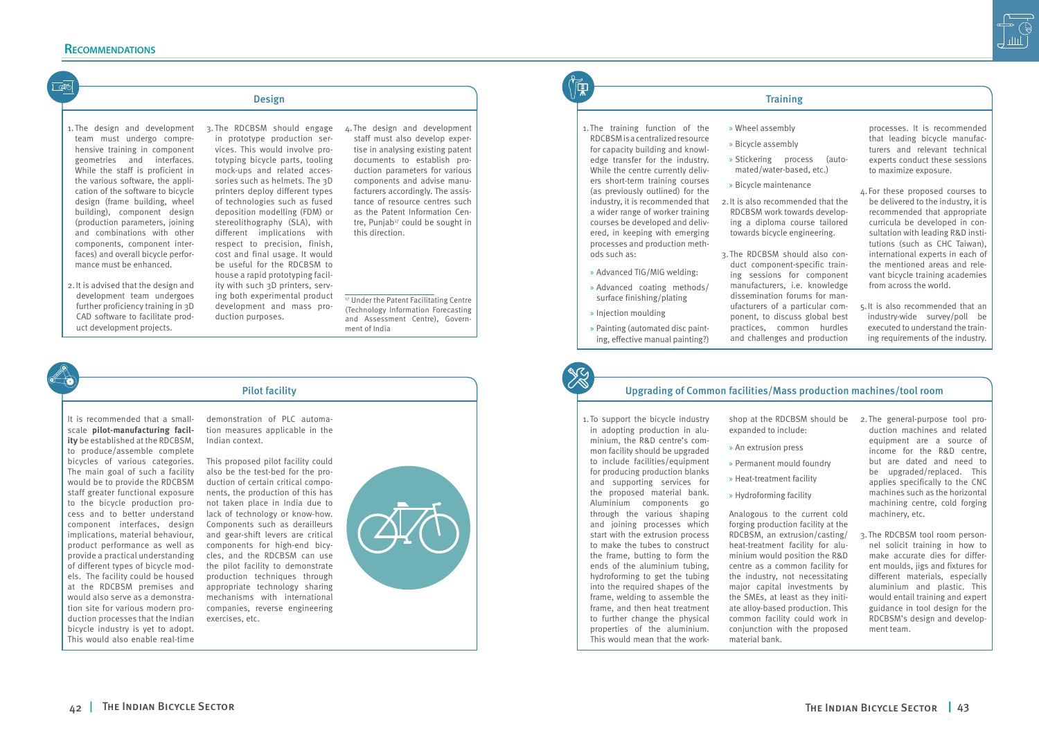## Recommendations

### Design

1. The design and development team must undergo comprehensive training in component geometries and interfaces. While the staff is proficient in the various software, the application of the software to bicycle design (frame building, wheel building), component design (production parameters, joining and combinations with other components, component interfaces) and overall bicycle performance must be enhanced.
2. It is advised that the design and development team undergoes further proficiency training in 3D CAD software to facilitate product development projects.
3. The RDCBSM should engage in prototype production services. This would involve prototyping bicycle parts, tooling mock-ups and related accessories such as helmets. The 3D printers deploy different types of technologies such as fused deposition modelling (FDM) or stereolithography (SLA), with different implications with respect to precision, finish, cost and final usage. It would be useful for the RDCBSM to house a rapid prototyping facility with such 3D printers, serving both experimental product development and mass production purposes.
4. The design and development staff must also develop expertise in analysing existing patent documents to establish production parameters for various components and advise manufacturers accordingly. The assistance of resource centres such as the Patent Information Centre, Punjab[17] could be sought in this direction.

[17] Under the Patent Facilitating Centre (Technology Information Forecasting and Assessment Centre), Government of India

### Pilot facility

It is recommended that a small-scale **pilot-manufacturing facility** be established at the RDCBSM, to produce/assemble complete bicycles of various categories. The main goal of such a facility would be to provide the RDCBSM staff greater functional exposure to the bicycle production process and to better understand component interfaces, design implications, material behaviour, product performance as well as provide a practical understanding of different types of bicycle models. The facility could be housed at the RDCBSM premises and would also serve as a demonstration site for various modern production processes that the Indian bicycle industry is yet to adopt. This would also enable real-time demonstration of PLC automation measures applicable in the Indian context.

This proposed pilot facility could also be the test-bed for the production of certain critical components, the production of this has not taken place in India due to lack of technology or know-how. Components such as derailleurs and gear-shift levers are critical components for high-end bicycles, and the RDCBSM can use the pilot facility to demonstrate production techniques through appropriate technology sharing mechanisms with international companies, reverse engineering exercises, etc.

### Training

1. The training function of the RDCBSM is a centralized resource for capacity building and knowledge transfer for the industry. While the centre currently delivers short-term training courses (as previously outlined) for the industry, it is recommended that a wider range of worker training courses be developed and delivered, in keeping with emerging processes and production methods such as:
   - Advanced TIG/MIG welding:
   - Advanced coating methods/ surface finishing/plating
   - Injection moulding
   - Painting (automated disc painting, effective manual painting?)
   - Wheel assembly
   - Bicycle assembly
   - Stickering process (automated/water-based, etc.)
   - Bicycle maintenance
2. It is also recommended that the RDCBSM work towards developing a diploma course tailored towards bicycle engineering.
3. The RDCBSM should also conduct component-specific training sessions for component manufacturers, i.e. knowledge dissemination forums for manufacturers of a particular component, to discuss global best practices, common hurdles and challenges and production processes. It is recommended that leading bicycle manufacturers and relevant technical experts conduct these sessions to maximize exposure.
4. For these proposed courses to be delivered to the industry, it is recommended that appropriate curricula be developed in consultation with leading R&D institutions (such as CHC Taiwan), international experts in each of the mentioned areas and relevant bicycle training academies from across the world.
5. It is also recommended that an industry-wide survey/poll be executed to understand the training requirements of the industry.

### Upgrading of Common facilities/Mass production machines/tool room

1. To support the bicycle industry in adopting production in aluminium, the R&D centre's common facility should be upgraded to include facilities/equipment for producing production blanks and supporting services for the proposed material bank. Aluminium components go through the various shaping and joining processes which start with the extrusion process to make the tubes to construct the frame, butting to form the ends of the aluminium tubing, hydroforming to get the tubing into the required shapes of the frame, welding to assemble the frame, and then heat treatment to further change the physical properties of the aluminium. This would mean that the workshop at the RDCBSM should be expanded to include:
   - An extrusion press
   - Permanent mould foundry
   - Heat-treatment facility
   - Hydroforming facility

   Analogous to the current cold forging production facility at the RDCBSM, an extrusion/casting/heat-treatment facility for aluminium would position the R&D centre as a common facility for the industry, not necessitating major capital investments by the SMEs, at least as they initiate alloy-based production. This common facility could work in conjunction with the proposed material bank.
2. The general-purpose tool production machines and related equipment are a source of income for the R&D centre, but are dated and need to be upgraded/replaced. This applies specifically to the CNC machines such as the horizontal machining centre, cold forging machinery, etc.
3. The RDCBSM tool room personnel solicit training in how to make accurate dies for different moulds, jigs and fixtures for different materials, especially aluminium and plastic. This would entail training and expert guidance in tool design for the RDCBSM's design and development team.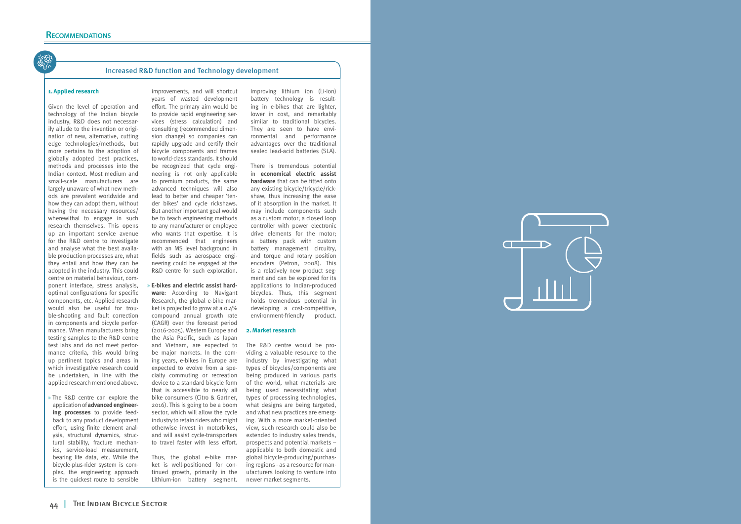## Recommendations

### Increased R&D function and Technology development

**1. Applied research**

Given the level of operation and technology of the Indian bicycle industry, R&D does not necessarily allude to the invention or origination of new, alternative, cutting edge technologies/methods, but more pertains to the adoption of globally adopted best practices, methods and processes into the Indian context. Most medium and small-scale manufacturers are largely unaware of what new methods are prevalent worldwide and how they can adopt them, without having the necessary resources/wherewithal to engage in such research themselves. This opens up an important service avenue for the R&D centre to investigate and analyse what the best available production processes are, what they entail and how they can be adopted in the industry. This could centre on material behaviour, component interface, stress analysis, optimal configurations for specific components, etc. Applied research would also be useful for trouble-shooting and fault correction in components and bicycle performance. When manufacturers bring testing samples to the R&D centre test labs and do not meet performance criteria, this would bring up pertinent topics and areas in which investigative research could be undertaken, in line with the applied research mentioned above.

» The R&D centre can explore the application of **advanced engineering processes** to provide feedback to any product development effort, using finite element analysis, structural dynamics, structural stability, fracture mechanics, service-load measurement, bearing life data, etc. While the bicycle-plus-rider system is complex, the engineering approach is the quickest route to sensible improvements, and will shortcut years of wasted development effort. The primary aim would be to provide rapid engineering services (stress calculation) and consulting (recommended dimension change) so companies can rapidly upgrade and certify their bicycle components and frames to world-class standards. It should be recognized that cycle engineering is not only applicable to premium products, the same advanced techniques will also lead to better and cheaper 'tender bikes' and cycle rickshaws. But another important goal would be to teach engineering methods to any manufacturer or employee who wants that expertise. It is recommended that engineers with an MS level background in fields such as aerospace engineering could be engaged at the R&D centre for such exploration.

» **E-bikes and electric assist hardware**: According to Navigant Research, the global e-bike market is projected to grow at a 0.4% compound annual growth rate (CAGR) over the forecast period (2016-2025). Western Europe and the Asia Pacific, such as Japan and Vietnam, are expected to be major markets. In the coming years, e-bikes in Europe are expected to evolve from a specialty commuting or recreation device to a standard bicycle form that is accessible to nearly all bike consumers (Citro & Gartner, 2016). This is going to be a boom sector, which will allow the cycle industry to retain riders who might otherwise invest in motorbikes, and will assist cycle-transporters to travel faster with less effort.

Thus, the global e-bike market is well-positioned for continued growth, primarily in the Lithium-ion battery segment. Improving lithium ion (Li-ion) battery technology is resulting in e-bikes that are lighter, lower in cost, and remarkably similar to traditional bicycles. They are seen to have environmental and performance advantages over the traditional sealed lead-acid batteries (SLA).

There is tremendous potential in **economical electric assist hardware** that can be fitted onto any existing bicycle/tricycle/rickshaw, thus increasing the ease of it absorption in the market. It may include components such as a custom motor; a closed loop controller with power electronic drive elements for the motor; a battery pack with custom battery management circuitry, and torque and rotary position encoders (Petron, 2008). This is a relatively new product segment and can be explored for its applications to Indian-produced bicycles. Thus, this segment holds tremendous potential in developing a cost-competitive, environment-friendly product.

**2. Market research**

The R&D centre would be providing a valuable resource to the industry by investigating what types of bicycles/components are being produced in various parts of the world, what materials are being used necessitating what types of processing technologies, what designs are being targeted, and what new practices are emerging. With a more market-oriented view, such research could also be extended to industry sales trends, prospects and potential markets – applicable to both domestic and global bicycle-producing/purchasing regions - as a resource for manufacturers looking to venture into newer market segments.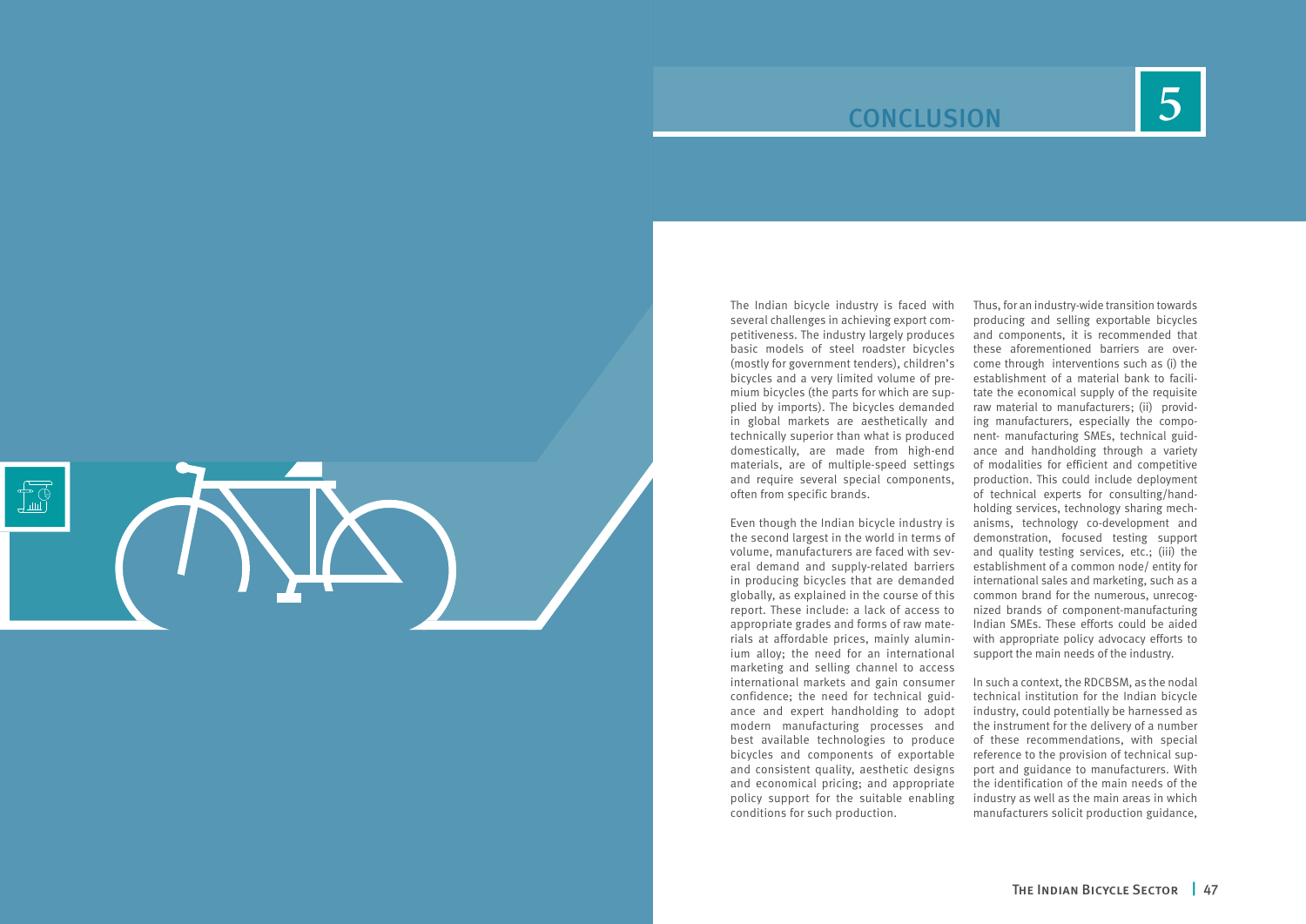# 5 CONCLUSION

The Indian bicycle industry is faced with several challenges in achieving export competitiveness. The industry largely produces basic models of steel roadster bicycles (mostly for government tenders), children's bicycles and a very limited volume of premium bicycles (the parts for which are supplied by imports). The bicycles demanded in global markets are aesthetically and technically superior than what is produced domestically, are made from high-end materials, are of multiple-speed settings and require several special components, often from specific brands.

Even though the Indian bicycle industry is the second largest in the world in terms of volume, manufacturers are faced with several demand and supply-related barriers in producing bicycles that are demanded globally, as explained in the course of this report. These include: a lack of access to appropriate grades and forms of raw materials at affordable prices, mainly aluminium alloy; the need for an international marketing and selling channel to access international markets and gain consumer confidence; the need for technical guidance and expert handholding to adopt modern manufacturing processes and best available technologies to produce bicycles and components of exportable and consistent quality, aesthetic designs and economical pricing; and appropriate policy support for the suitable enabling conditions for such production.

Thus, for an industry-wide transition towards producing and selling exportable bicycles and components, it is recommended that these aforementioned barriers are overcome through interventions such as (i) the establishment of a material bank to facilitate the economical supply of the requisite raw material to manufacturers; (ii) providing manufacturers, especially the component- manufacturing SMEs, technical guidance and handholding through a variety of modalities for efficient and competitive production. This could include deployment of technical experts for consulting/handholding services, technology sharing mechanisms, technology co-development and demonstration, focused testing support and quality testing services, etc.; (iii) the establishment of a common node/ entity for international sales and marketing, such as a common brand for the numerous, unrecognized brands of component-manufacturing Indian SMEs. These efforts could be aided with appropriate policy advocacy efforts to support the main needs of the industry.

In such a context, the RDCBSM, as the nodal technical institution for the Indian bicycle industry, could potentially be harnessed as the instrument for the delivery of a number of these recommendations, with special reference to the provision of technical support and guidance to manufacturers. With the identification of the main needs of the industry as well as the main areas in which manufacturers solicit production guidance,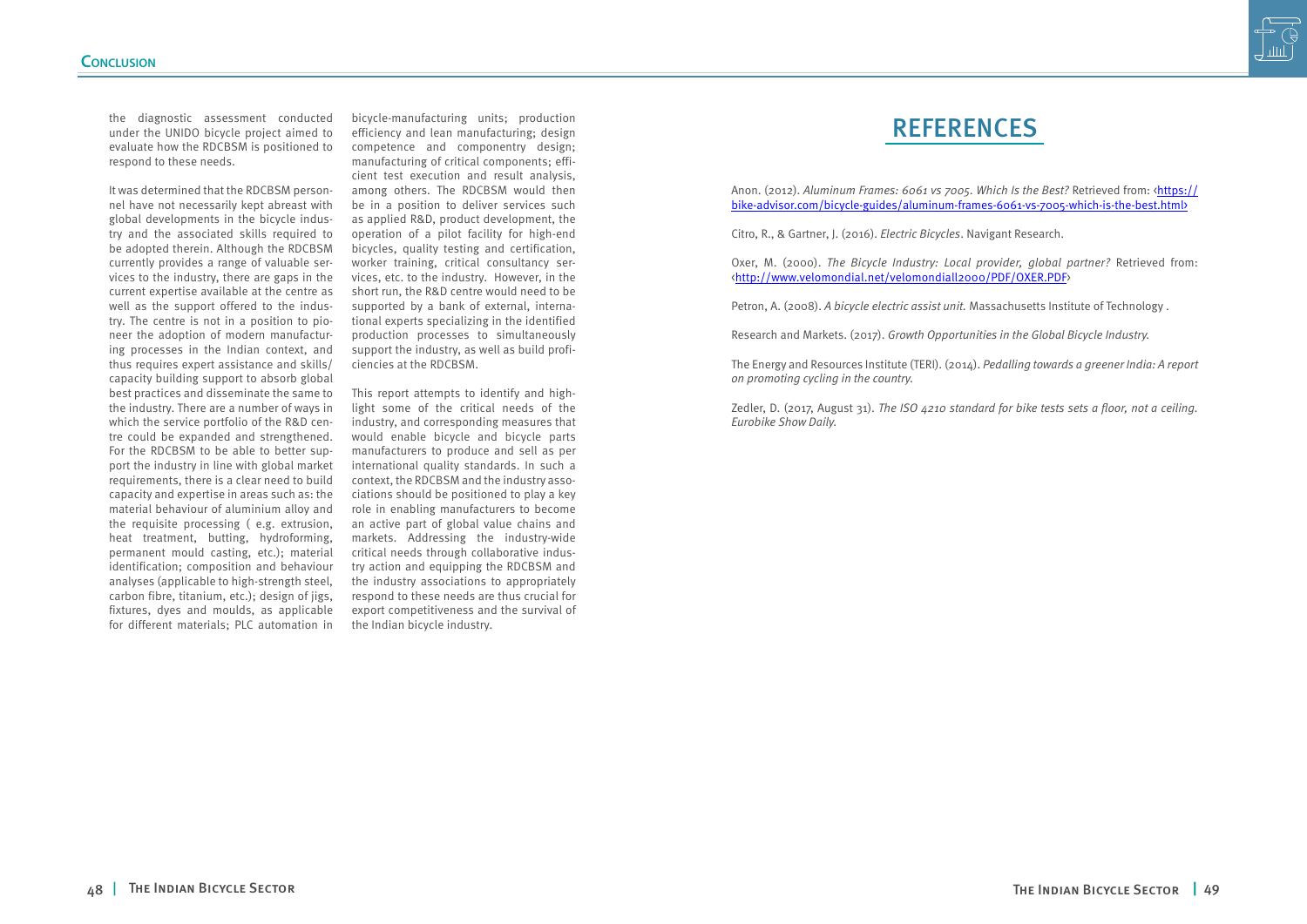the diagnostic assessment conducted under the UNIDO bicycle project aimed to evaluate how the RDCBSM is positioned to respond to these needs.

It was determined that the RDCBSM personnel have not necessarily kept abreast with global developments in the bicycle industry and the associated skills required to be adopted therein. Although the RDCBSM currently provides a range of valuable services to the industry, there are gaps in the current expertise available at the centre as well as the support offered to the industry. The centre is not in a position to pioneer the adoption of modern manufacturing processes in the Indian context, and thus requires expert assistance and skills/capacity building support to absorb global best practices and disseminate the same to the industry. There are a number of ways in which the service portfolio of the R&D centre could be expanded and strengthened. For the RDCBSM to be able to better support the industry in line with global market requirements, there is a clear need to build capacity and expertise in areas such as: the material behaviour of aluminium alloy and the requisite processing ( e.g. extrusion, heat treatment, butting, hydroforming, permanent mould casting, etc.); material identification; composition and behaviour analyses (applicable to high-strength steel, carbon fibre, titanium, etc.); design of jigs, fixtures, dyes and moulds, as applicable for different materials; PLC automation in bicycle-manufacturing units; production efficiency and lean manufacturing; design competence and componentry design; manufacturing of critical components; efficient test execution and result analysis, among others. The RDCBSM would then be in a position to deliver services such as applied R&D, product development, the operation of a pilot facility for high-end bicycles, quality testing and certification, worker training, critical consultancy services, etc. to the industry. However, in the short run, the R&D centre would need to be supported by a bank of external, international experts specializing in the identified production processes to simultaneously support the industry, as well as build proficiencies at the RDCBSM.

This report attempts to identify and highlight some of the critical needs of the industry, and corresponding measures that would enable bicycle and bicycle parts manufacturers to produce and sell as per international quality standards. In such a context, the RDCBSM and the industry associations should be positioned to play a key role in enabling manufacturers to become an active part of global value chains and markets. Addressing the industry-wide critical needs through collaborative industry action and equipping the RDCBSM and the industry associations to appropriately respond to these needs are thus crucial for export competitiveness and the survival of the Indian bicycle industry.

# REFERENCES

Anon. (2012). *Aluminum Frames: 6061 vs 7005. Which Is the Best?* Retrieved from: <https://bike-advisor.com/bicycle-guides/aluminum-frames-6061-vs-7005-which-is-the-best.html>

Citro, R., & Gartner, J. (2016). *Electric Bicycles*. Navigant Research.

Oxer, M. (2000). *The Bicycle Industry: Local provider, global partner?* Retrieved from: <http://www.velomondial.net/velomondiall2000/PDF/OXER.PDF>

Petron, A. (2008). *A bicycle electric assist unit.* Massachusetts Institute of Technology .

Research and Markets. (2017). *Growth Opportunities in the Global Bicycle Industry.*

The Energy and Resources Institute (TERI). (2014). *Pedalling towards a greener India: A report on promoting cycling in the country.*

Zedler, D. (2017, August 31). *The ISO 4210 standard for bike tests sets a floor, not a ceiling. Eurobike Show Daily.*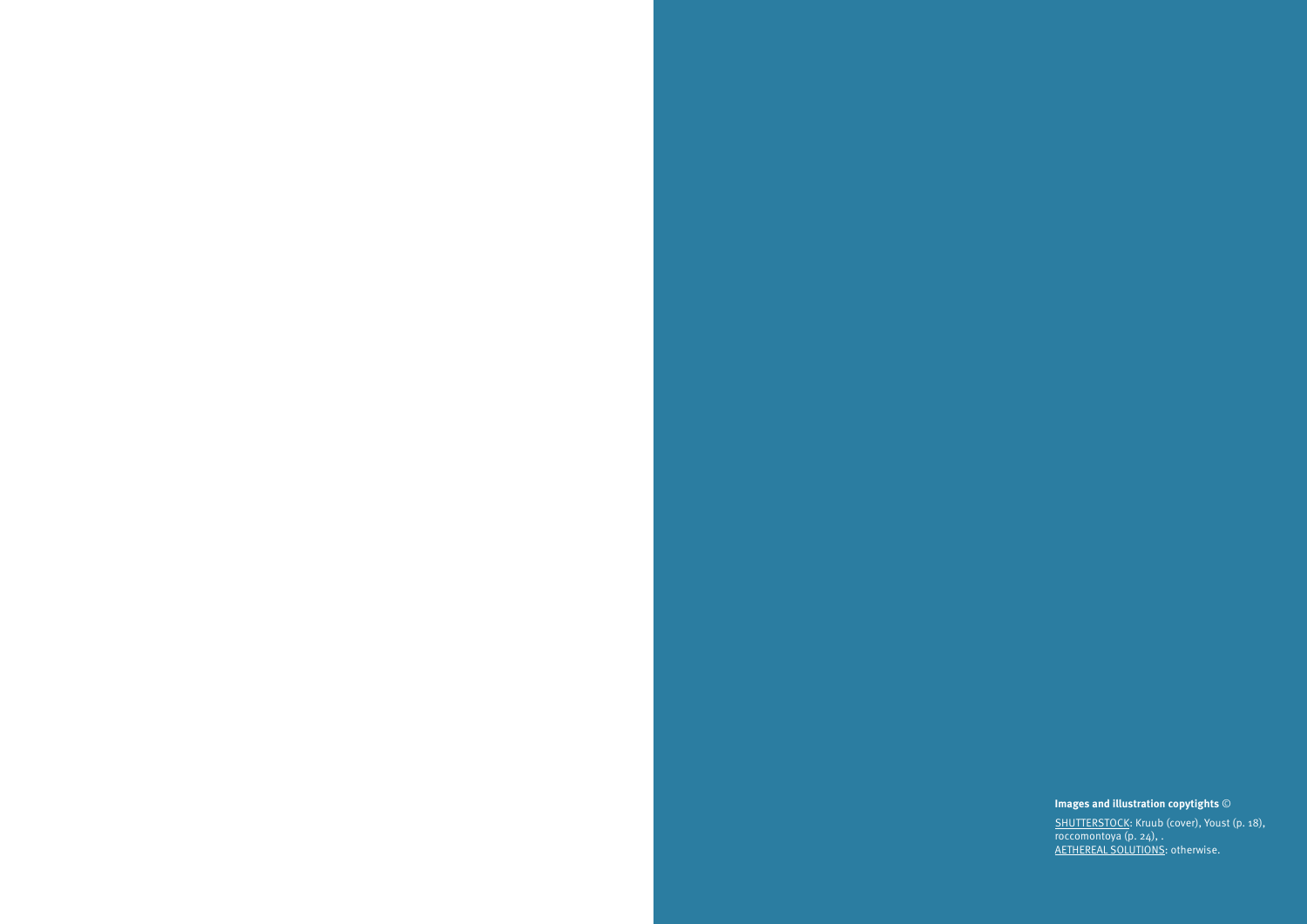**Images and illustration copytights** ©

SHUTTERSTOCK: Kruub (cover), Youst (p. 18), roccomontoya (p. 24), .
AETHEREAL SOLUTIONS: otherwise.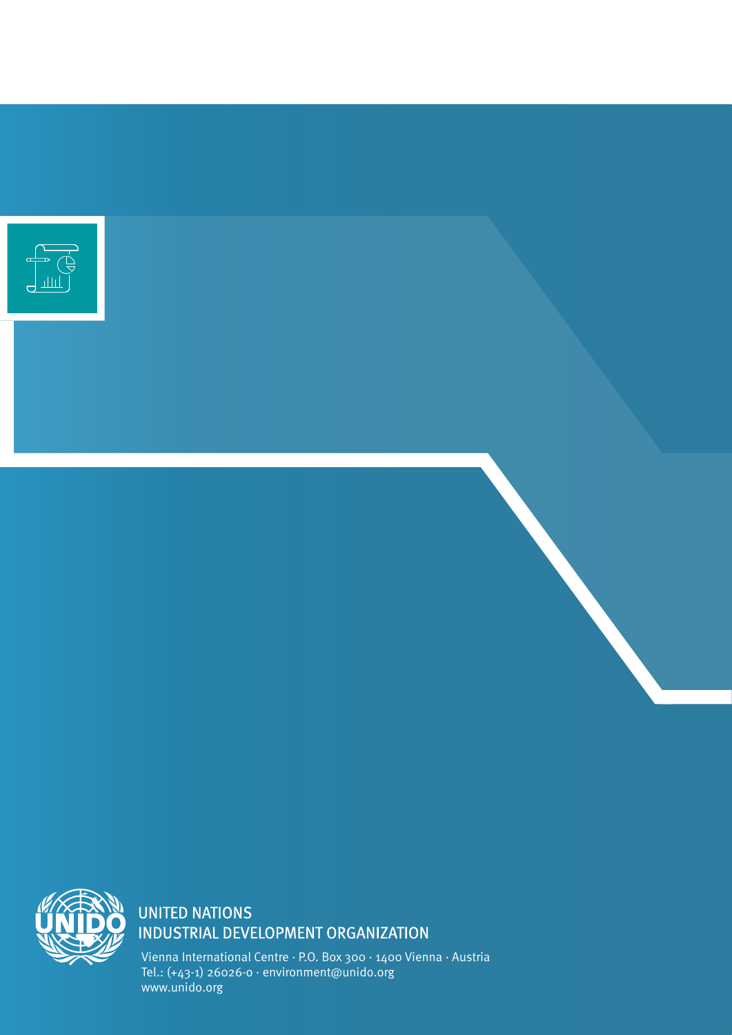UNITED NATIONS
INDUSTRIAL DEVELOPMENT ORGANIZATION

Vienna International Centre · P.O. Box 300 · 1400 Vienna · Austria
Tel.: (+43-1) 26026-0 · environment@unido.org
www.unido.org